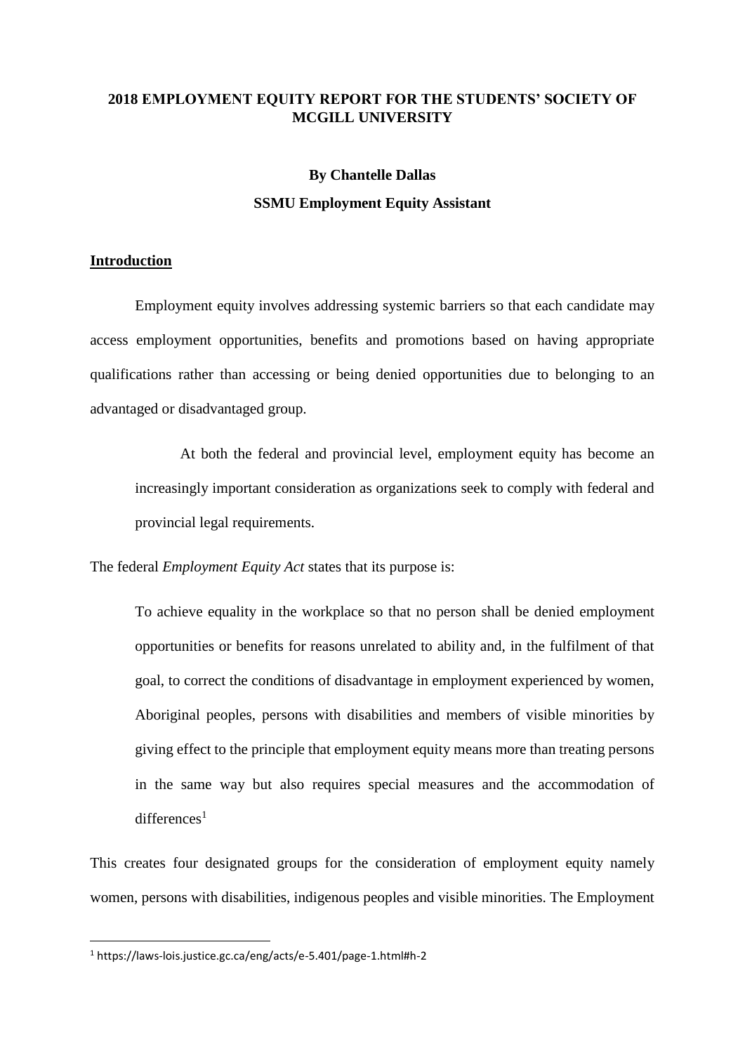# 2018 EMPLOYMENT EQUITY REPORT FOR THE STUDENTS' SOCIETY OF MCGILL UNIVERSITY

**By Chantelle Dallas**

**SSMU Employment Equity Assistant**

## Introduction

Employment equity involves addressing systemic barriers so that each candidate may access employment opportunities, benefits and promotions based on having appropriate qualifications rather than accessing or being denied opportunities due to belonging to an advantaged or disadvantaged group.

> At both the federal and provincial level, employment equity has become an increasingly important consideration as organizations seek to comply with federal and provincial legal requirements.

The federal *Employment Equity Act* states that its purpose is:

> To achieve equality in the workplace so that no person shall be denied employment opportunities or benefits for reasons unrelated to ability and, in the fulfilment of that goal, to correct the conditions of disadvantage in employment experienced by women, Aboriginal peoples, persons with disabilities and members of visible minorities by giving effect to the principle that employment equity means more than treating persons in the same way but also requires special measures and the accommodation of differences[1]

This creates four designated groups for the consideration of employment equity namely women, persons with disabilities, indigenous peoples and visible minorities. The Employment

[1] https://laws-lois.justice.gc.ca/eng/acts/e-5.401/page-1.html#h-2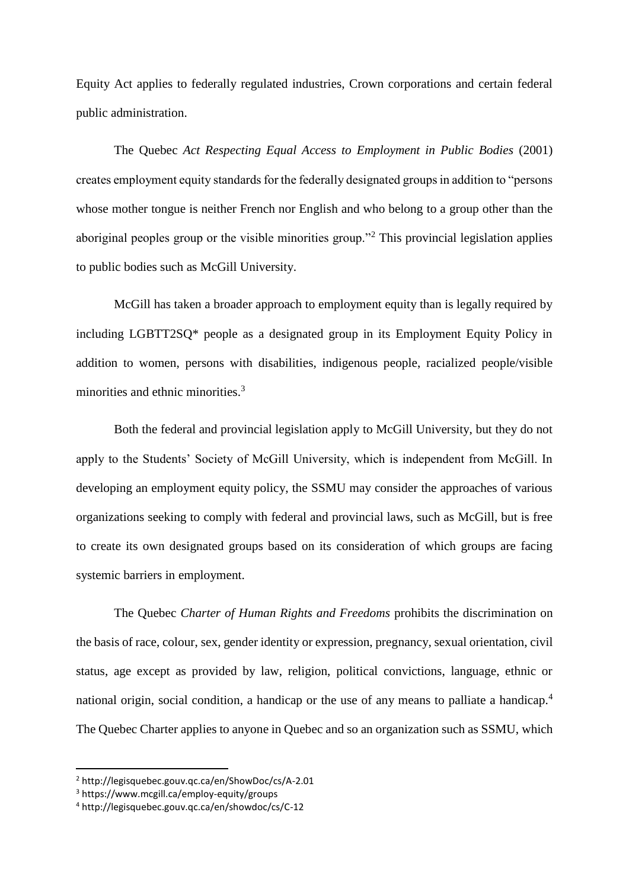Equity Act applies to federally regulated industries, Crown corporations and certain federal public administration.

The Quebec *Act Respecting Equal Access to Employment in Public Bodies* (2001) creates employment equity standards for the federally designated groups in addition to "persons whose mother tongue is neither French nor English and who belong to a group other than the aboriginal peoples group or the visible minorities group."[2] This provincial legislation applies to public bodies such as McGill University.

McGill has taken a broader approach to employment equity than is legally required by including LGBTT2SQ* people as a designated group in its Employment Equity Policy in addition to women, persons with disabilities, indigenous people, racialized people/visible minorities and ethnic minorities.[3]

Both the federal and provincial legislation apply to McGill University, but they do not apply to the Students' Society of McGill University, which is independent from McGill. In developing an employment equity policy, the SSMU may consider the approaches of various organizations seeking to comply with federal and provincial laws, such as McGill, but is free to create its own designated groups based on its consideration of which groups are facing systemic barriers in employment.

The Quebec *Charter of Human Rights and Freedoms* prohibits the discrimination on the basis of race, colour, sex, gender identity or expression, pregnancy, sexual orientation, civil status, age except as provided by law, religion, political convictions, language, ethnic or national origin, social condition, a handicap or the use of any means to palliate a handicap.[4] The Quebec Charter applies to anyone in Quebec and so an organization such as SSMU, which

---

[2] http://legisquebec.gouv.qc.ca/en/ShowDoc/cs/A-2.01

[3] https://www.mcgill.ca/employ-equity/groups

[4] http://legisquebec.gouv.qc.ca/en/showdoc/cs/C-12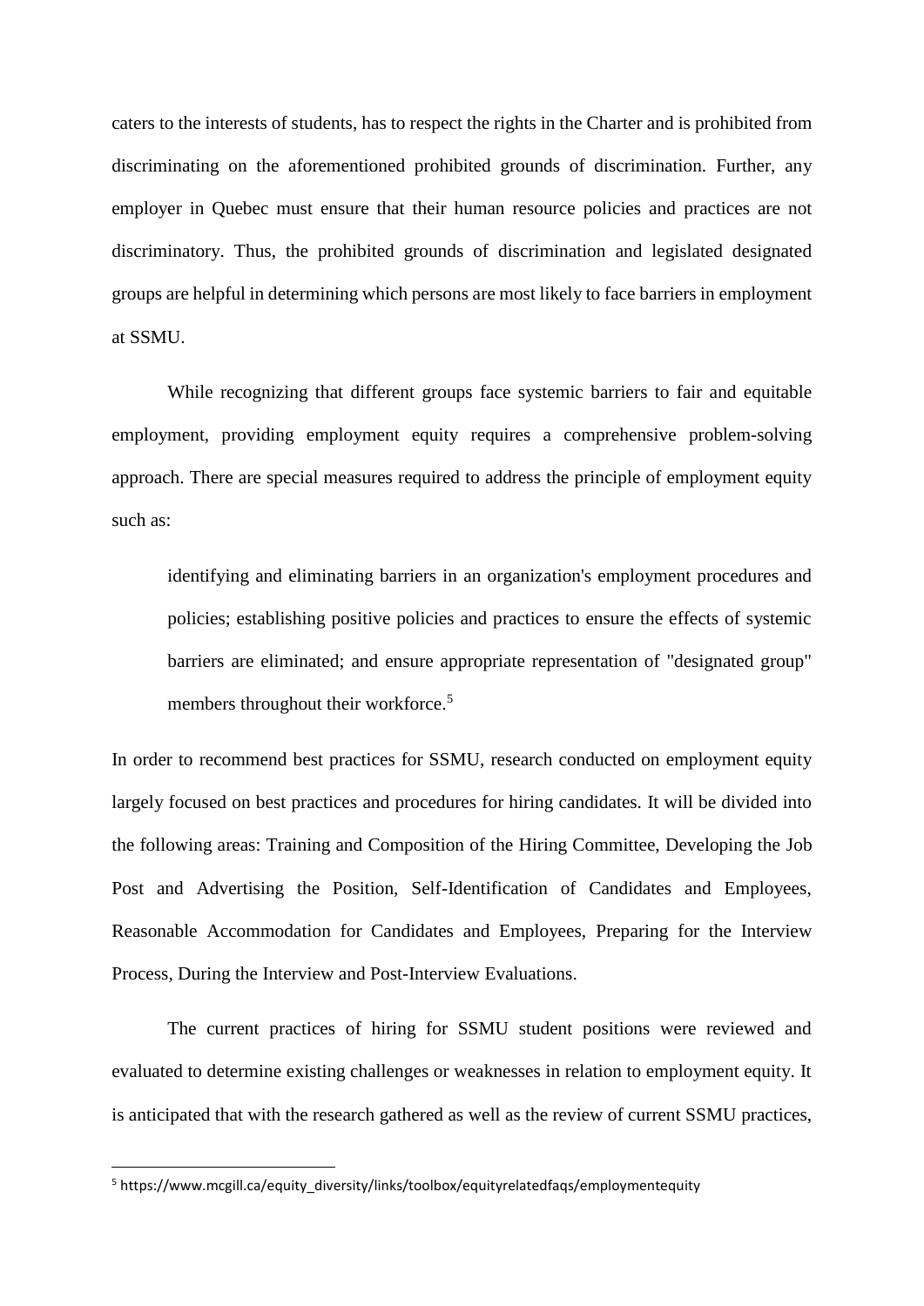caters to the interests of students, has to respect the rights in the Charter and is prohibited from discriminating on the aforementioned prohibited grounds of discrimination. Further, any employer in Quebec must ensure that their human resource policies and practices are not discriminatory. Thus, the prohibited grounds of discrimination and legislated designated groups are helpful in determining which persons are most likely to face barriers in employment at SSMU.

While recognizing that different groups face systemic barriers to fair and equitable employment, providing employment equity requires a comprehensive problem-solving approach. There are special measures required to address the principle of employment equity such as:

> identifying and eliminating barriers in an organization's employment procedures and policies; establishing positive policies and practices to ensure the effects of systemic barriers are eliminated; and ensure appropriate representation of "designated group" members throughout their workforce.[5]

In order to recommend best practices for SSMU, research conducted on employment equity largely focused on best practices and procedures for hiring candidates. It will be divided into the following areas: Training and Composition of the Hiring Committee, Developing the Job Post and Advertising the Position, Self-Identification of Candidates and Employees, Reasonable Accommodation for Candidates and Employees, Preparing for the Interview Process, During the Interview and Post-Interview Evaluations.

The current practices of hiring for SSMU student positions were reviewed and evaluated to determine existing challenges or weaknesses in relation to employment equity. It is anticipated that with the research gathered as well as the review of current SSMU practices,

---

[5] https://www.mcgill.ca/equity_diversity/links/toolbox/equityrelatedfaqs/employmentequity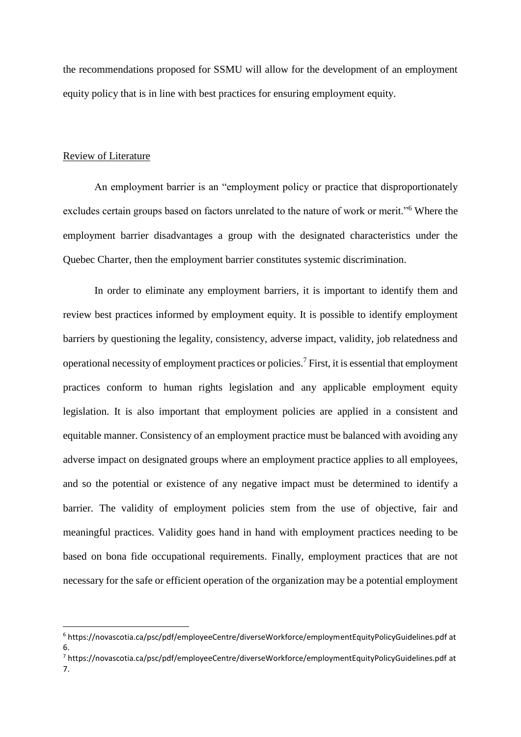the recommendations proposed for SSMU will allow for the development of an employment equity policy that is in line with best practices for ensuring employment equity.

## Review of Literature

An employment barrier is an "employment policy or practice that disproportionately excludes certain groups based on factors unrelated to the nature of work or merit."[6] Where the employment barrier disadvantages a group with the designated characteristics under the Quebec Charter, then the employment barrier constitutes systemic discrimination.

In order to eliminate any employment barriers, it is important to identify them and review best practices informed by employment equity. It is possible to identify employment barriers by questioning the legality, consistency, adverse impact, validity, job relatedness and operational necessity of employment practices or policies.[7] First, it is essential that employment practices conform to human rights legislation and any applicable employment equity legislation. It is also important that employment policies are applied in a consistent and equitable manner. Consistency of an employment practice must be balanced with avoiding any adverse impact on designated groups where an employment practice applies to all employees, and so the potential or existence of any negative impact must be determined to identify a barrier. The validity of employment policies stem from the use of objective, fair and meaningful practices. Validity goes hand in hand with employment practices needing to be based on bona fide occupational requirements. Finally, employment practices that are not necessary for the safe or efficient operation of the organization may be a potential employment

[6] https://novascotia.ca/psc/pdf/employeeCentre/diverseWorkforce/employmentEquityPolicyGuidelines.pdf at 6.

[7] https://novascotia.ca/psc/pdf/employeeCentre/diverseWorkforce/employmentEquityPolicyGuidelines.pdf at 7.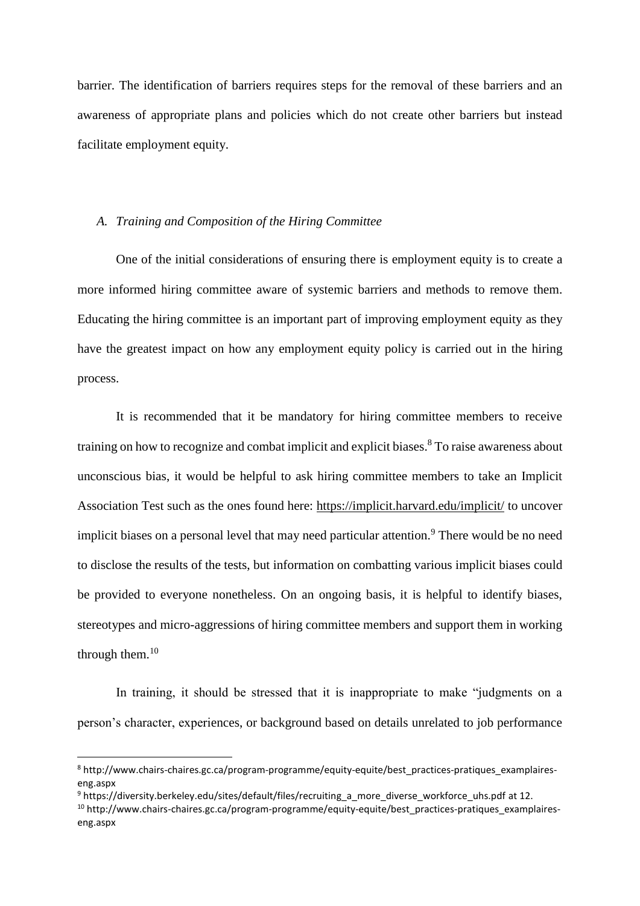barrier. The identification of barriers requires steps for the removal of these barriers and an awareness of appropriate plans and policies which do not create other barriers but instead facilitate employment equity.

### *A. Training and Composition of the Hiring Committee*

One of the initial considerations of ensuring there is employment equity is to create a more informed hiring committee aware of systemic barriers and methods to remove them. Educating the hiring committee is an important part of improving employment equity as they have the greatest impact on how any employment equity policy is carried out in the hiring process.

It is recommended that it be mandatory for hiring committee members to receive training on how to recognize and combat implicit and explicit biases.[8] To raise awareness about unconscious bias, it would be helpful to ask hiring committee members to take an Implicit Association Test such as the ones found here: https://implicit.harvard.edu/implicit/ to uncover implicit biases on a personal level that may need particular attention.[9] There would be no need to disclose the results of the tests, but information on combatting various implicit biases could be provided to everyone nonetheless. On an ongoing basis, it is helpful to identify biases, stereotypes and micro-aggressions of hiring committee members and support them in working through them.[10]

In training, it should be stressed that it is inappropriate to make "judgments on a person's character, experiences, or background based on details unrelated to job performance

---

[8] http://www.chairs-chaires.gc.ca/program-programme/equity-equite/best_practices-pratiques_examplaires-eng.aspx

[9] https://diversity.berkeley.edu/sites/default/files/recruiting_a_more_diverse_workforce_uhs.pdf at 12.

[10] http://www.chairs-chaires.gc.ca/program-programme/equity-equite/best_practices-pratiques_examplaires-eng.aspx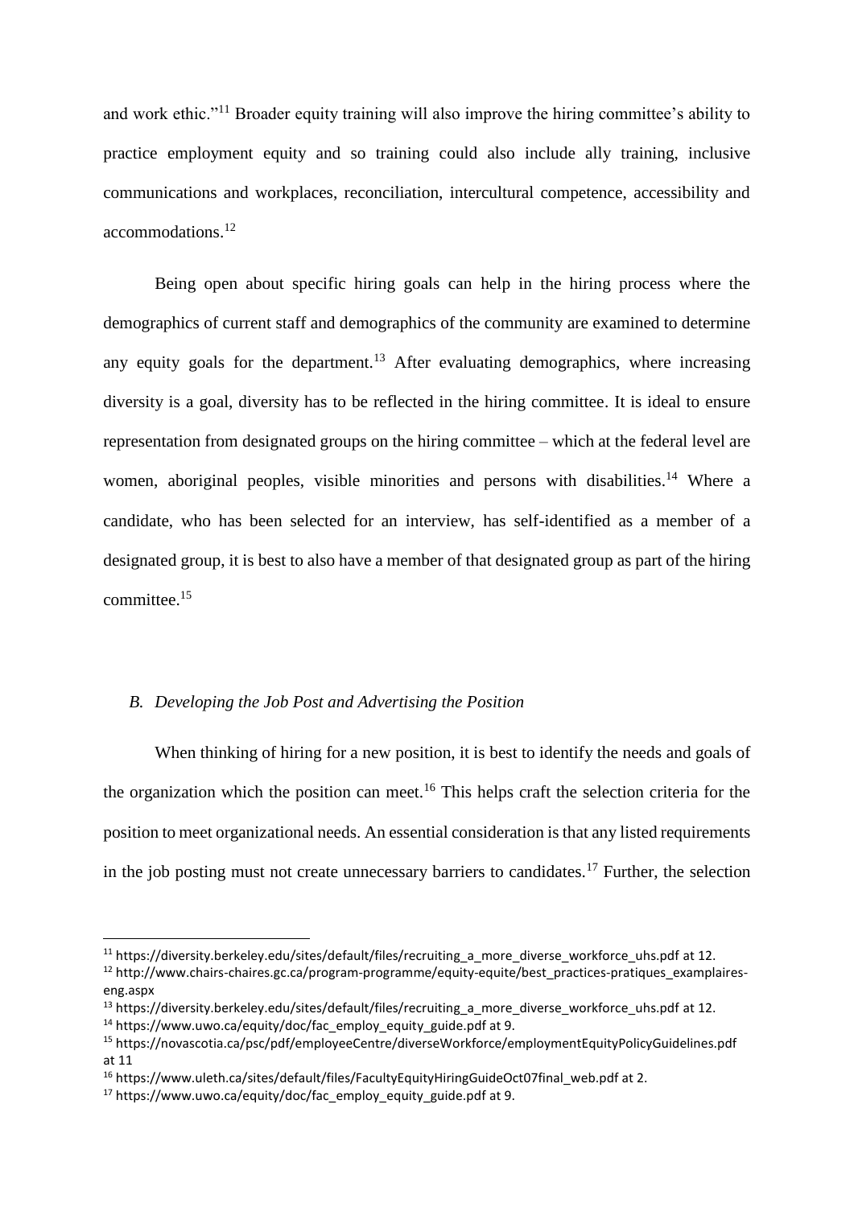and work ethic."[11] Broader equity training will also improve the hiring committee's ability to practice employment equity and so training could also include ally training, inclusive communications and workplaces, reconciliation, intercultural competence, accessibility and accommodations.[12]

Being open about specific hiring goals can help in the hiring process where the demographics of current staff and demographics of the community are examined to determine any equity goals for the department.[13] After evaluating demographics, where increasing diversity is a goal, diversity has to be reflected in the hiring committee. It is ideal to ensure representation from designated groups on the hiring committee – which at the federal level are women, aboriginal peoples, visible minorities and persons with disabilities.[14] Where a candidate, who has been selected for an interview, has self-identified as a member of a designated group, it is best to also have a member of that designated group as part of the hiring committee.[15]

### *B. Developing the Job Post and Advertising the Position*

When thinking of hiring for a new position, it is best to identify the needs and goals of the organization which the position can meet.[16] This helps craft the selection criteria for the position to meet organizational needs. An essential consideration is that any listed requirements in the job posting must not create unnecessary barriers to candidates.[17] Further, the selection

---

[11] https://diversity.berkeley.edu/sites/default/files/recruiting_a_more_diverse_workforce_uhs.pdf at 12.

[12] http://www.chairs-chaires.gc.ca/program-programme/equity-equite/best_practices-pratiques_examplaires-eng.aspx

[13] https://diversity.berkeley.edu/sites/default/files/recruiting_a_more_diverse_workforce_uhs.pdf at 12.

[14] https://www.uwo.ca/equity/doc/fac_employ_equity_guide.pdf at 9.

[15] https://novascotia.ca/psc/pdf/employeeCentre/diverseWorkforce/employmentEquityPolicyGuidelines.pdf at 11

[16] https://www.uleth.ca/sites/default/files/FacultyEquityHiringGuideOct07final_web.pdf at 2.

[17] https://www.uwo.ca/equity/doc/fac_employ_equity_guide.pdf at 9.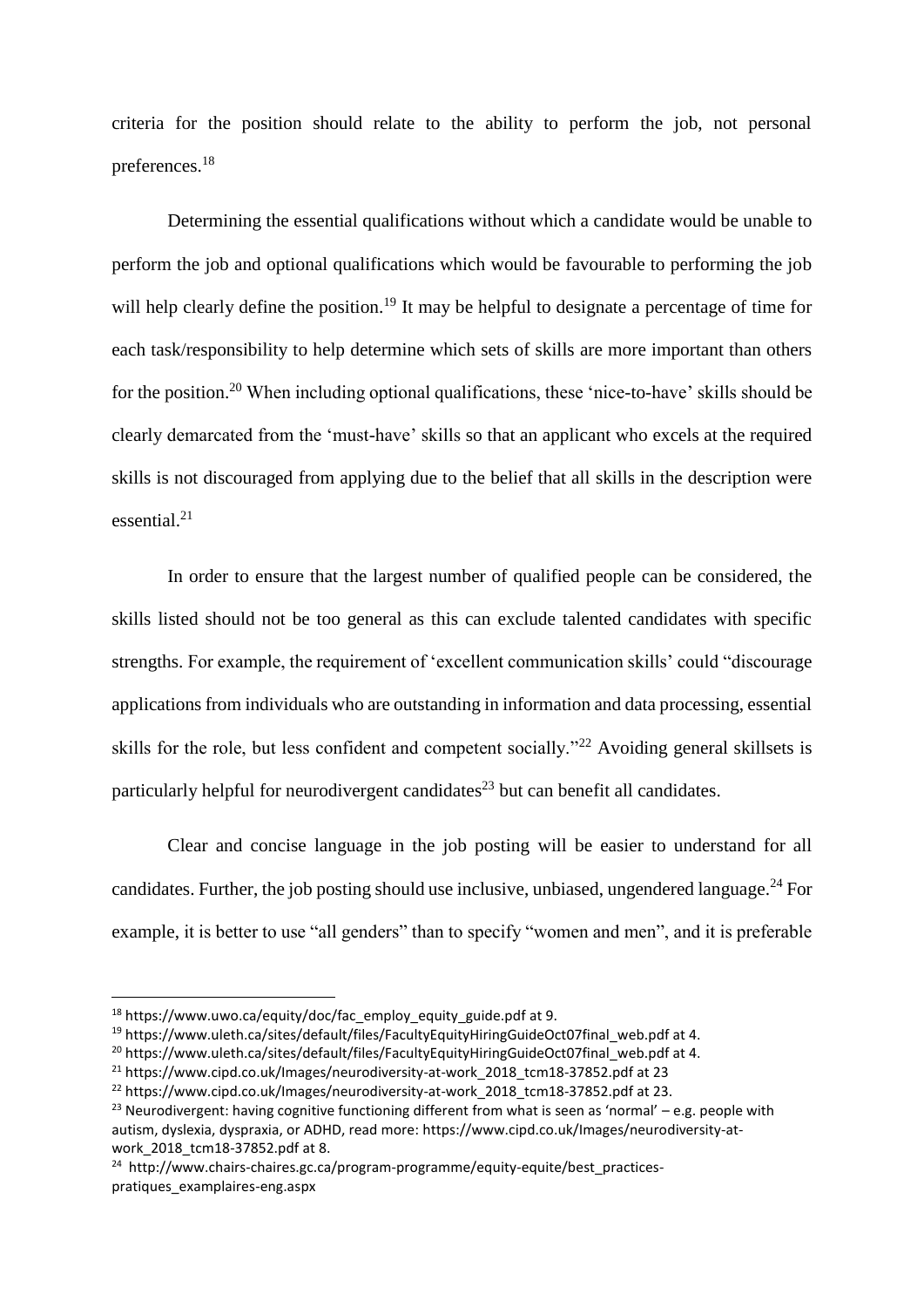criteria for the position should relate to the ability to perform the job, not personal preferences.[18]

Determining the essential qualifications without which a candidate would be unable to perform the job and optional qualifications which would be favourable to performing the job will help clearly define the position.[19] It may be helpful to designate a percentage of time for each task/responsibility to help determine which sets of skills are more important than others for the position.[20] When including optional qualifications, these 'nice-to-have' skills should be clearly demarcated from the 'must-have' skills so that an applicant who excels at the required skills is not discouraged from applying due to the belief that all skills in the description were essential.[21]

In order to ensure that the largest number of qualified people can be considered, the skills listed should not be too general as this can exclude talented candidates with specific strengths. For example, the requirement of 'excellent communication skills' could "discourage applications from individuals who are outstanding in information and data processing, essential skills for the role, but less confident and competent socially."[22] Avoiding general skillsets is particularly helpful for neurodivergent candidates[23] but can benefit all candidates.

Clear and concise language in the job posting will be easier to understand for all candidates. Further, the job posting should use inclusive, unbiased, ungendered language.[24] For example, it is better to use "all genders" than to specify "women and men", and it is preferable

---

[18] https://www.uwo.ca/equity/doc/fac_employ_equity_guide.pdf at 9.

[19] https://www.uleth.ca/sites/default/files/FacultyEquityHiringGuideOct07final_web.pdf at 4.

[20] https://www.uleth.ca/sites/default/files/FacultyEquityHiringGuideOct07final_web.pdf at 4.

[21] https://www.cipd.co.uk/Images/neurodiversity-at-work_2018_tcm18-37852.pdf at 23

[22] https://www.cipd.co.uk/Images/neurodiversity-at-work_2018_tcm18-37852.pdf at 23.

[23] Neurodivergent: having cognitive functioning different from what is seen as 'normal' – e.g. people with autism, dyslexia, dyspraxia, or ADHD, read more: https://www.cipd.co.uk/Images/neurodiversity-at-work_2018_tcm18-37852.pdf at 8.

[24] http://www.chairs-chaires.gc.ca/program-programme/equity-equite/best_practices-pratiques_examplaires-eng.aspx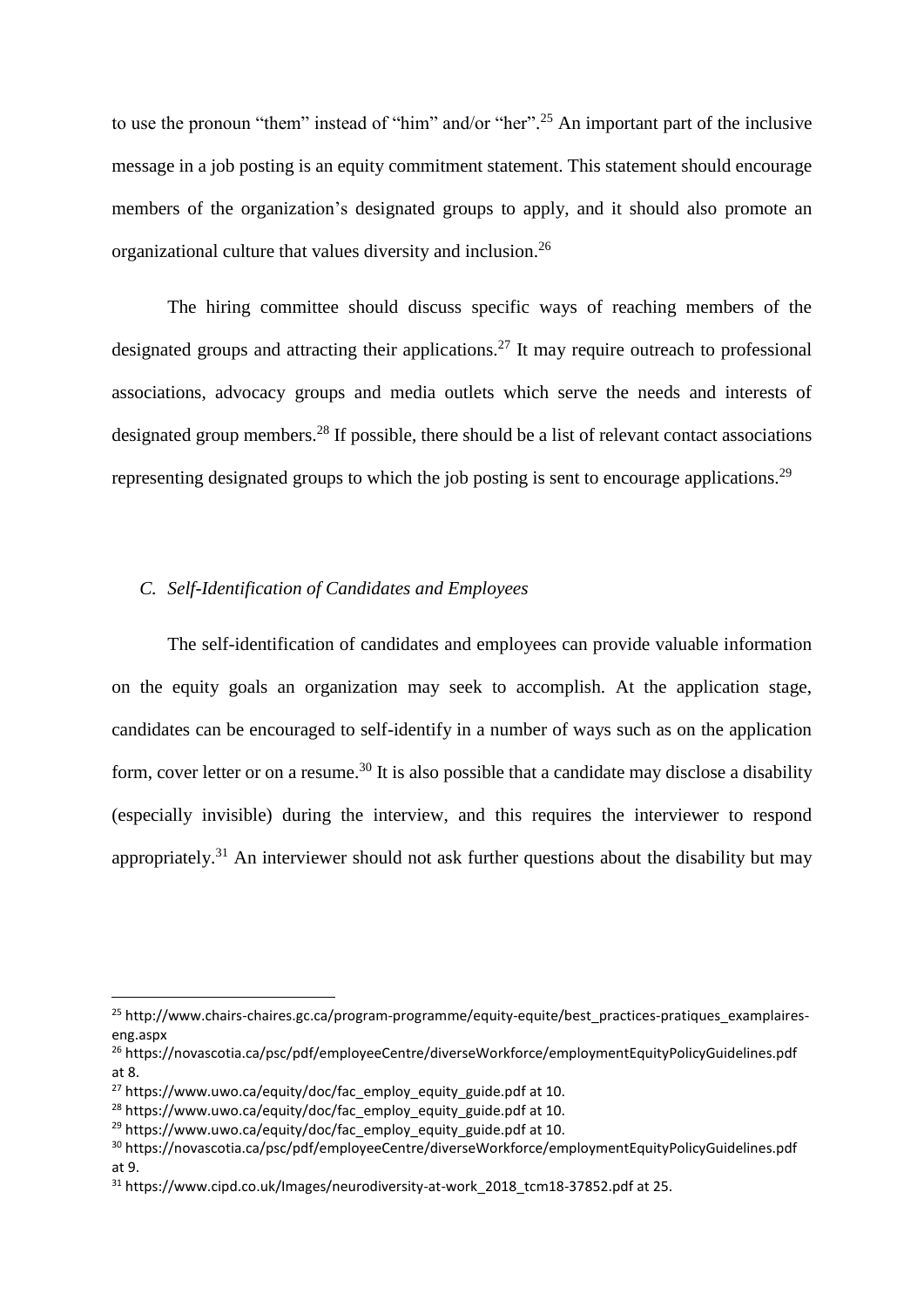to use the pronoun "them" instead of "him" and/or "her".[25] An important part of the inclusive message in a job posting is an equity commitment statement. This statement should encourage members of the organization's designated groups to apply, and it should also promote an organizational culture that values diversity and inclusion.[26]

The hiring committee should discuss specific ways of reaching members of the designated groups and attracting their applications.[27] It may require outreach to professional associations, advocacy groups and media outlets which serve the needs and interests of designated group members.[28] If possible, there should be a list of relevant contact associations representing designated groups to which the job posting is sent to encourage applications.[29]

### *C. Self-Identification of Candidates and Employees*

The self-identification of candidates and employees can provide valuable information on the equity goals an organization may seek to accomplish. At the application stage, candidates can be encouraged to self-identify in a number of ways such as on the application form, cover letter or on a resume.[30] It is also possible that a candidate may disclose a disability (especially invisible) during the interview, and this requires the interviewer to respond appropriately.[31] An interviewer should not ask further questions about the disability but may

---

[25] http://www.chairs-chaires.gc.ca/program-programme/equity-equite/best_practices-pratiques_examplaires-eng.aspx

[26] https://novascotia.ca/psc/pdf/employeeCentre/diverseWorkforce/employmentEquityPolicyGuidelines.pdf at 8.

[27] https://www.uwo.ca/equity/doc/fac_employ_equity_guide.pdf at 10.

[28] https://www.uwo.ca/equity/doc/fac_employ_equity_guide.pdf at 10.

[29] https://www.uwo.ca/equity/doc/fac_employ_equity_guide.pdf at 10.

[30] https://novascotia.ca/psc/pdf/employeeCentre/diverseWorkforce/employmentEquityPolicyGuidelines.pdf at 9.

[31] https://www.cipd.co.uk/Images/neurodiversity-at-work_2018_tcm18-37852.pdf at 25.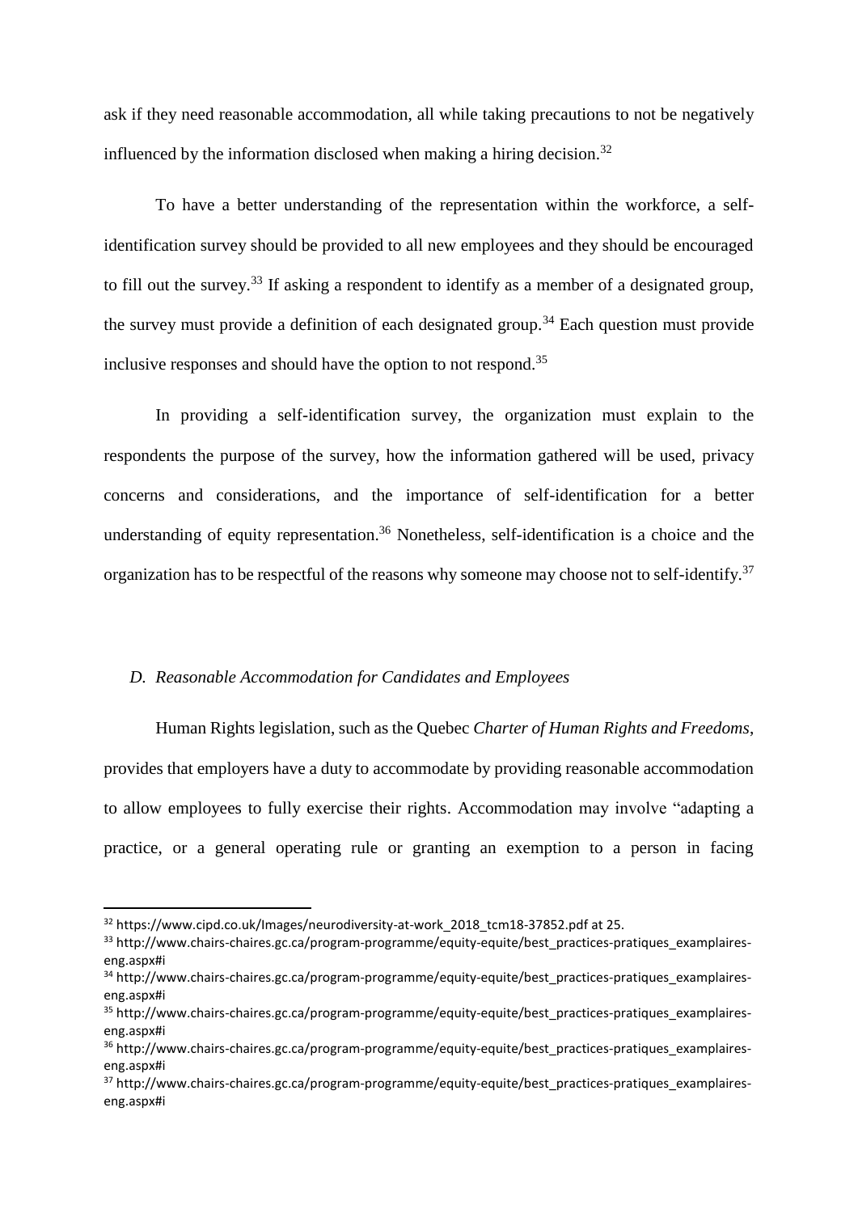ask if they need reasonable accommodation, all while taking precautions to not be negatively influenced by the information disclosed when making a hiring decision.[32]

To have a better understanding of the representation within the workforce, a self-identification survey should be provided to all new employees and they should be encouraged to fill out the survey.[33] If asking a respondent to identify as a member of a designated group, the survey must provide a definition of each designated group.[34] Each question must provide inclusive responses and should have the option to not respond.[35]

In providing a self-identification survey, the organization must explain to the respondents the purpose of the survey, how the information gathered will be used, privacy concerns and considerations, and the importance of self-identification for a better understanding of equity representation.[36] Nonetheless, self-identification is a choice and the organization has to be respectful of the reasons why someone may choose not to self-identify.[37]

### *D. Reasonable Accommodation for Candidates and Employees*

Human Rights legislation, such as the Quebec *Charter of Human Rights and Freedoms*, provides that employers have a duty to accommodate by providing reasonable accommodation to allow employees to fully exercise their rights. Accommodation may involve "adapting a practice, or a general operating rule or granting an exemption to a person in facing

---

[32] https://www.cipd.co.uk/Images/neurodiversity-at-work_2018_tcm18-37852.pdf at 25.

[33] http://www.chairs-chaires.gc.ca/program-programme/equity-equite/best_practices-pratiques_examplaires-eng.aspx#i

[34] http://www.chairs-chaires.gc.ca/program-programme/equity-equite/best_practices-pratiques_examplaires-eng.aspx#i

[35] http://www.chairs-chaires.gc.ca/program-programme/equity-equite/best_practices-pratiques_examplaires-eng.aspx#i

[36] http://www.chairs-chaires.gc.ca/program-programme/equity-equite/best_practices-pratiques_examplaires-eng.aspx#i

[37] http://www.chairs-chaires.gc.ca/program-programme/equity-equite/best_practices-pratiques_examplaires-eng.aspx#i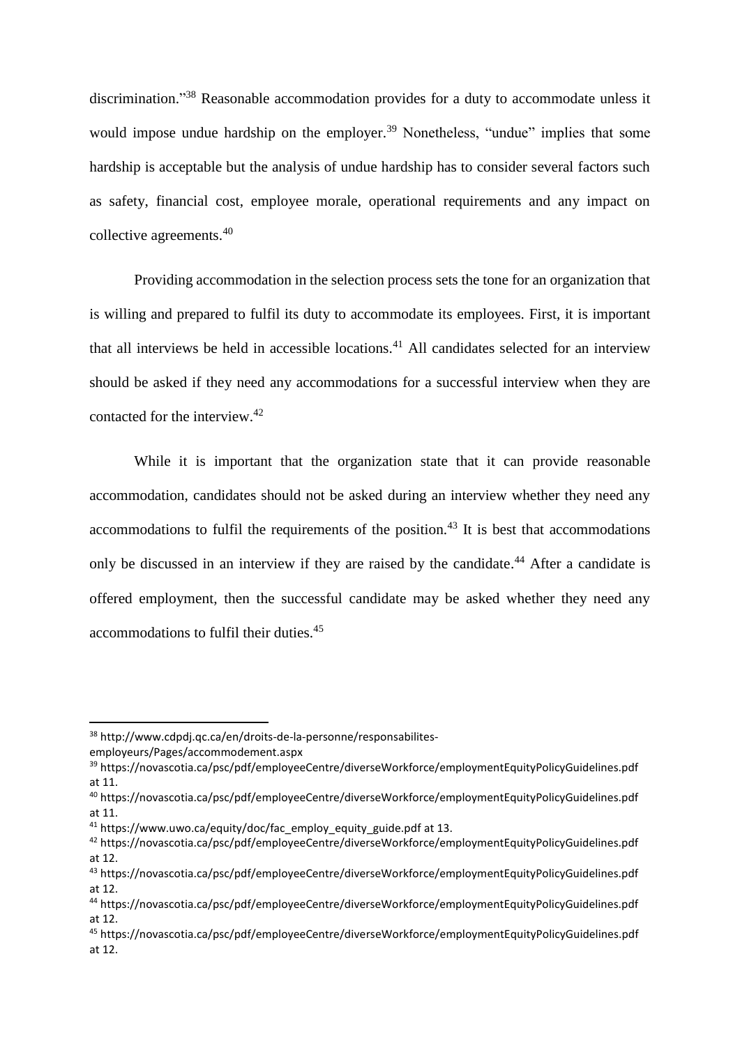discrimination."[38] Reasonable accommodation provides for a duty to accommodate unless it would impose undue hardship on the employer.[39] Nonetheless, "undue" implies that some hardship is acceptable but the analysis of undue hardship has to consider several factors such as safety, financial cost, employee morale, operational requirements and any impact on collective agreements.[40]

Providing accommodation in the selection process sets the tone for an organization that is willing and prepared to fulfil its duty to accommodate its employees. First, it is important that all interviews be held in accessible locations.[41] All candidates selected for an interview should be asked if they need any accommodations for a successful interview when they are contacted for the interview.[42]

While it is important that the organization state that it can provide reasonable accommodation, candidates should not be asked during an interview whether they need any accommodations to fulfil the requirements of the position.[43] It is best that accommodations only be discussed in an interview if they are raised by the candidate.[44] After a candidate is offered employment, then the successful candidate may be asked whether they need any accommodations to fulfil their duties.[45]

---

[38] http://www.cdpdj.qc.ca/en/droits-de-la-personne/responsabilites-employeurs/Pages/accommodement.aspx

[39] https://novascotia.ca/psc/pdf/employeeCentre/diverseWorkforce/employmentEquityPolicyGuidelines.pdf at 11.

[40] https://novascotia.ca/psc/pdf/employeeCentre/diverseWorkforce/employmentEquityPolicyGuidelines.pdf at 11.

[41] https://www.uwo.ca/equity/doc/fac_employ_equity_guide.pdf at 13.

[42] https://novascotia.ca/psc/pdf/employeeCentre/diverseWorkforce/employmentEquityPolicyGuidelines.pdf at 12.

[43] https://novascotia.ca/psc/pdf/employeeCentre/diverseWorkforce/employmentEquityPolicyGuidelines.pdf at 12.

[44] https://novascotia.ca/psc/pdf/employeeCentre/diverseWorkforce/employmentEquityPolicyGuidelines.pdf at 12.

[45] https://novascotia.ca/psc/pdf/employeeCentre/diverseWorkforce/employmentEquityPolicyGuidelines.pdf at 12.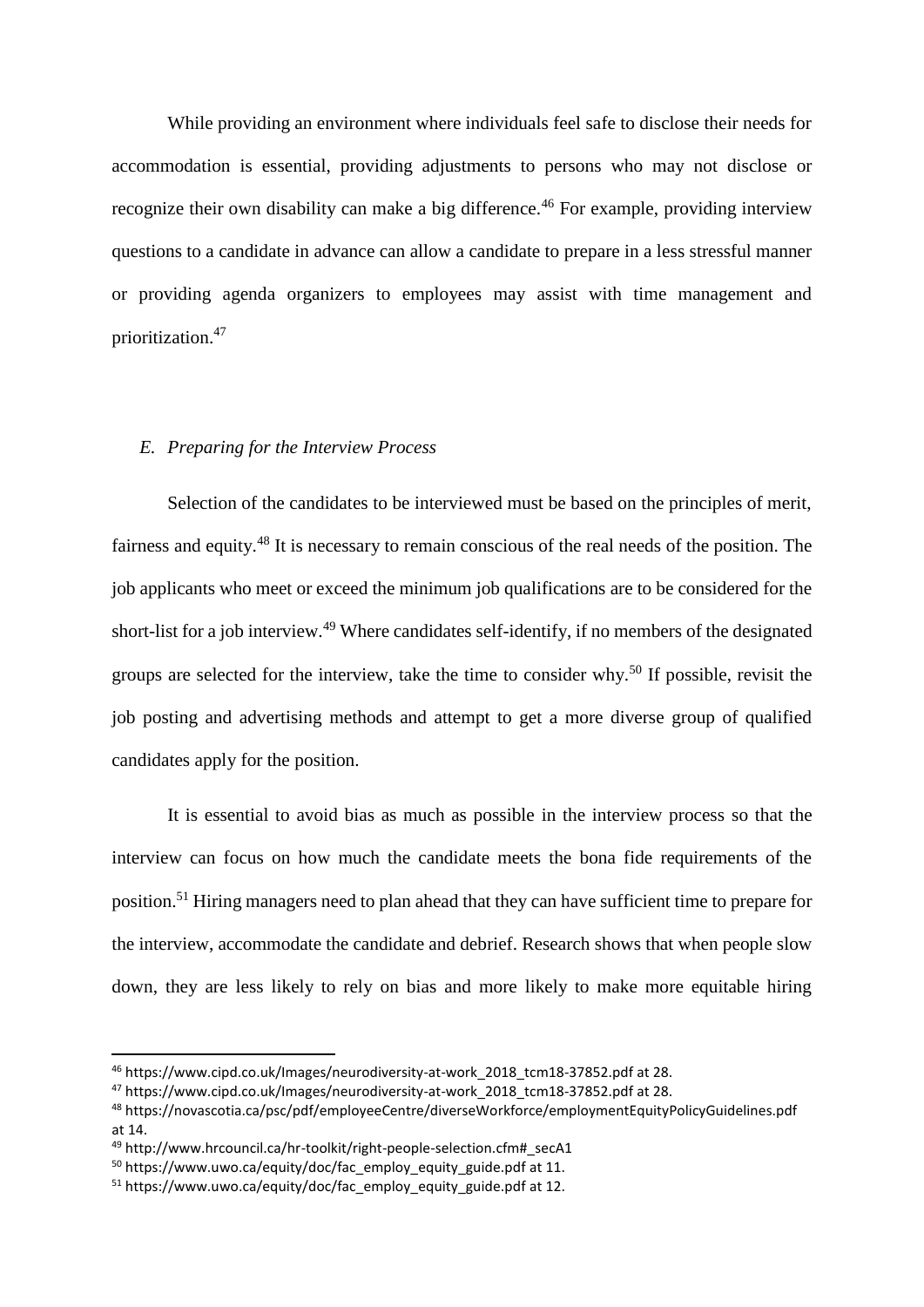While providing an environment where individuals feel safe to disclose their needs for accommodation is essential, providing adjustments to persons who may not disclose or recognize their own disability can make a big difference.[46] For example, providing interview questions to a candidate in advance can allow a candidate to prepare in a less stressful manner or providing agenda organizers to employees may assist with time management and prioritization.[47]

### *E. Preparing for the Interview Process*

Selection of the candidates to be interviewed must be based on the principles of merit, fairness and equity.[48] It is necessary to remain conscious of the real needs of the position. The job applicants who meet or exceed the minimum job qualifications are to be considered for the short-list for a job interview.[49] Where candidates self-identify, if no members of the designated groups are selected for the interview, take the time to consider why.[50] If possible, revisit the job posting and advertising methods and attempt to get a more diverse group of qualified candidates apply for the position.

It is essential to avoid bias as much as possible in the interview process so that the interview can focus on how much the candidate meets the bona fide requirements of the position.[51] Hiring managers need to plan ahead that they can have sufficient time to prepare for the interview, accommodate the candidate and debrief. Research shows that when people slow down, they are less likely to rely on bias and more likely to make more equitable hiring

---

[46] https://www.cipd.co.uk/Images/neurodiversity-at-work_2018_tcm18-37852.pdf at 28.

[47] https://www.cipd.co.uk/Images/neurodiversity-at-work_2018_tcm18-37852.pdf at 28.

[48] https://novascotia.ca/psc/pdf/employeeCentre/diverseWorkforce/employmentEquityPolicyGuidelines.pdf at 14.

[49] http://www.hrcouncil.ca/hr-toolkit/right-people-selection.cfm#_secA1

[50] https://www.uwo.ca/equity/doc/fac_employ_equity_guide.pdf at 11.

[51] https://www.uwo.ca/equity/doc/fac_employ_equity_guide.pdf at 12.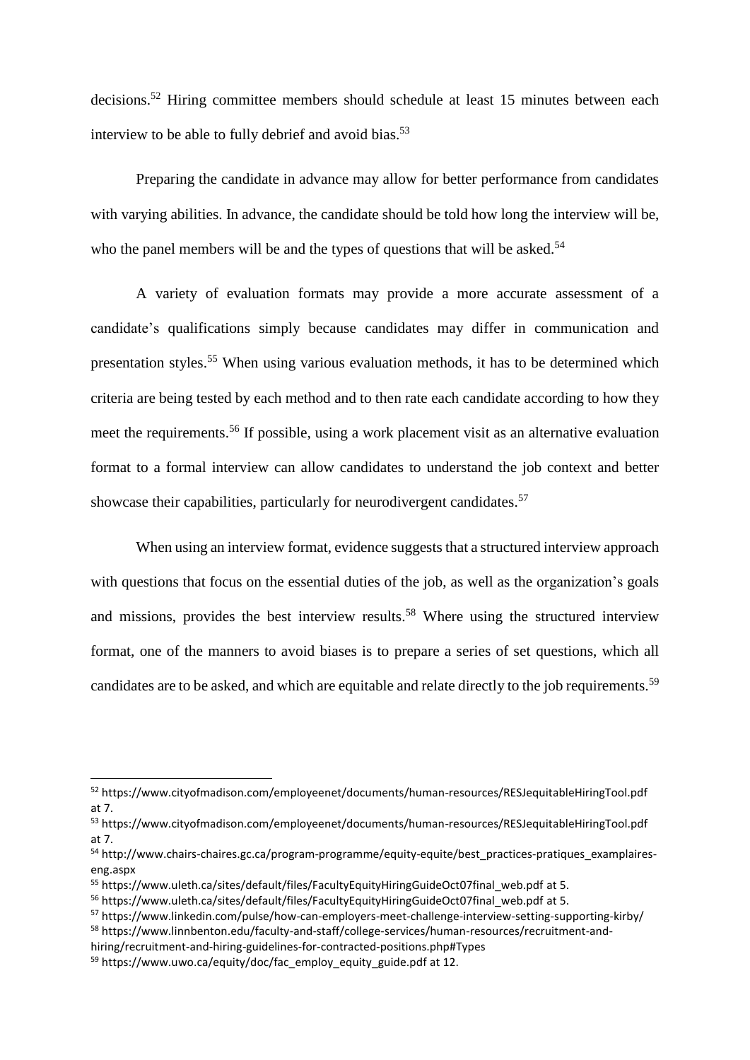decisions.[52] Hiring committee members should schedule at least 15 minutes between each interview to be able to fully debrief and avoid bias.[53]

Preparing the candidate in advance may allow for better performance from candidates with varying abilities. In advance, the candidate should be told how long the interview will be, who the panel members will be and the types of questions that will be asked.[54]

A variety of evaluation formats may provide a more accurate assessment of a candidate's qualifications simply because candidates may differ in communication and presentation styles.[55] When using various evaluation methods, it has to be determined which criteria are being tested by each method and to then rate each candidate according to how they meet the requirements.[56] If possible, using a work placement visit as an alternative evaluation format to a formal interview can allow candidates to understand the job context and better showcase their capabilities, particularly for neurodivergent candidates.[57]

When using an interview format, evidence suggests that a structured interview approach with questions that focus on the essential duties of the job, as well as the organization's goals and missions, provides the best interview results.[58] Where using the structured interview format, one of the manners to avoid biases is to prepare a series of set questions, which all candidates are to be asked, and which are equitable and relate directly to the job requirements.[59]

---

[52] https://www.cityofmadison.com/employeenet/documents/human-resources/RESJequitableHiringTool.pdf at 7.

[53] https://www.cityofmadison.com/employeenet/documents/human-resources/RESJequitableHiringTool.pdf at 7.

[54] http://www.chairs-chaires.gc.ca/program-programme/equity-equite/best_practices-pratiques_examplaires-eng.aspx

[55] https://www.uleth.ca/sites/default/files/FacultyEquityHiringGuideOct07final_web.pdf at 5.

[56] https://www.uleth.ca/sites/default/files/FacultyEquityHiringGuideOct07final_web.pdf at 5.

[57] https://www.linkedin.com/pulse/how-can-employers-meet-challenge-interview-setting-supporting-kirby/

[58] https://www.linnbenton.edu/faculty-and-staff/college-services/human-resources/recruitment-and-hiring/recruitment-and-hiring-guidelines-for-contracted-positions.php#Types

[59] https://www.uwo.ca/equity/doc/fac_employ_equity_guide.pdf at 12.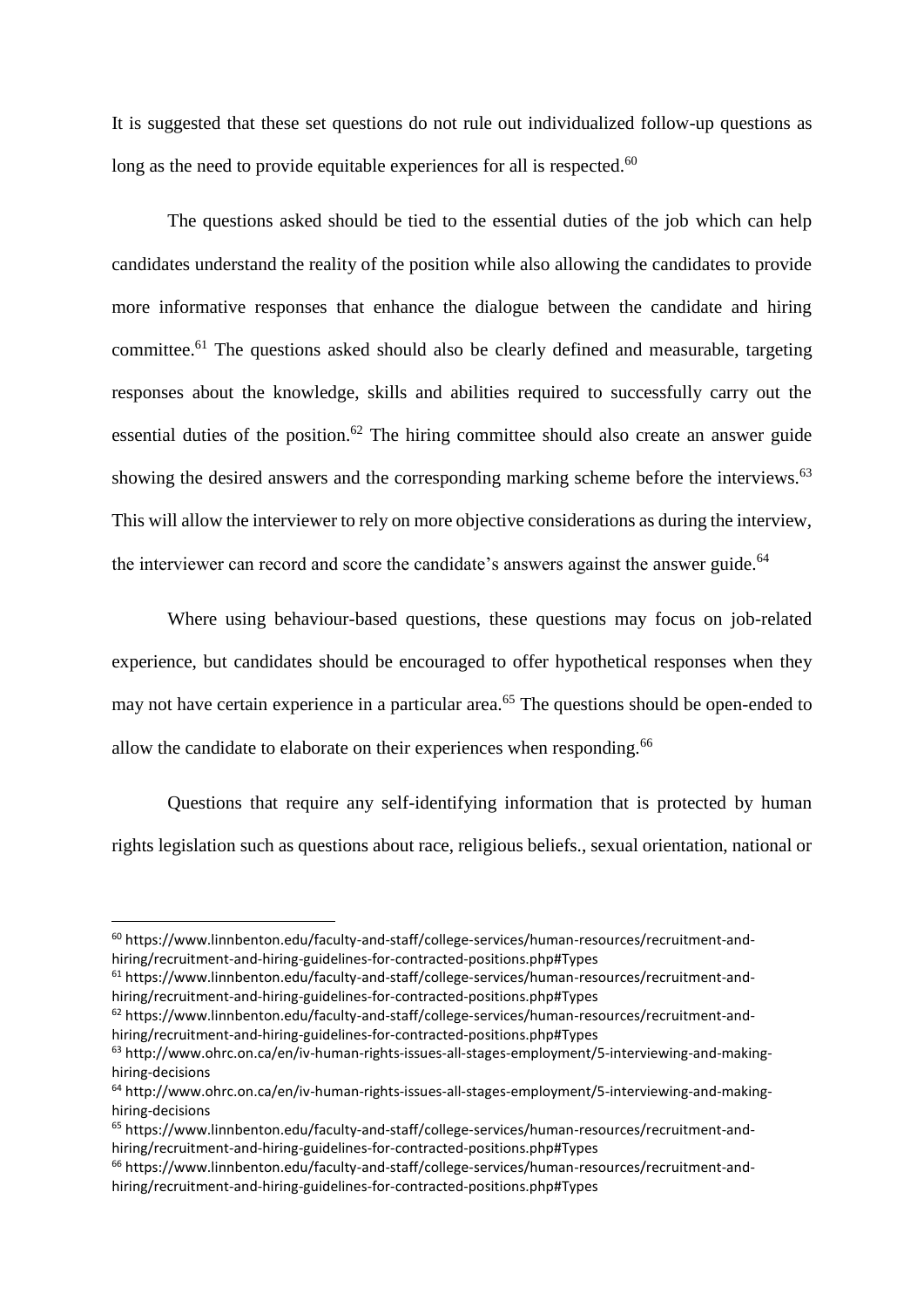It is suggested that these set questions do not rule out individualized follow-up questions as long as the need to provide equitable experiences for all is respected.[60]

The questions asked should be tied to the essential duties of the job which can help candidates understand the reality of the position while also allowing the candidates to provide more informative responses that enhance the dialogue between the candidate and hiring committee.[61] The questions asked should also be clearly defined and measurable, targeting responses about the knowledge, skills and abilities required to successfully carry out the essential duties of the position.[62] The hiring committee should also create an answer guide showing the desired answers and the corresponding marking scheme before the interviews.[63] This will allow the interviewer to rely on more objective considerations as during the interview, the interviewer can record and score the candidate's answers against the answer guide.[64]

Where using behaviour-based questions, these questions may focus on job-related experience, but candidates should be encouraged to offer hypothetical responses when they may not have certain experience in a particular area.[65] The questions should be open-ended to allow the candidate to elaborate on their experiences when responding.[66]

Questions that require any self-identifying information that is protected by human rights legislation such as questions about race, religious beliefs., sexual orientation, national or

---

[60] https://www.linnbenton.edu/faculty-and-staff/college-services/human-resources/recruitment-and-hiring/recruitment-and-hiring-guidelines-for-contracted-positions.php#Types

[61] https://www.linnbenton.edu/faculty-and-staff/college-services/human-resources/recruitment-and-hiring/recruitment-and-hiring-guidelines-for-contracted-positions.php#Types

[62] https://www.linnbenton.edu/faculty-and-staff/college-services/human-resources/recruitment-and-hiring/recruitment-and-hiring-guidelines-for-contracted-positions.php#Types

[63] http://www.ohrc.on.ca/en/iv-human-rights-issues-all-stages-employment/5-interviewing-and-making-hiring-decisions

[64] http://www.ohrc.on.ca/en/iv-human-rights-issues-all-stages-employment/5-interviewing-and-making-hiring-decisions

[65] https://www.linnbenton.edu/faculty-and-staff/college-services/human-resources/recruitment-and-hiring/recruitment-and-hiring-guidelines-for-contracted-positions.php#Types

[66] https://www.linnbenton.edu/faculty-and-staff/college-services/human-resources/recruitment-and-hiring/recruitment-and-hiring-guidelines-for-contracted-positions.php#Types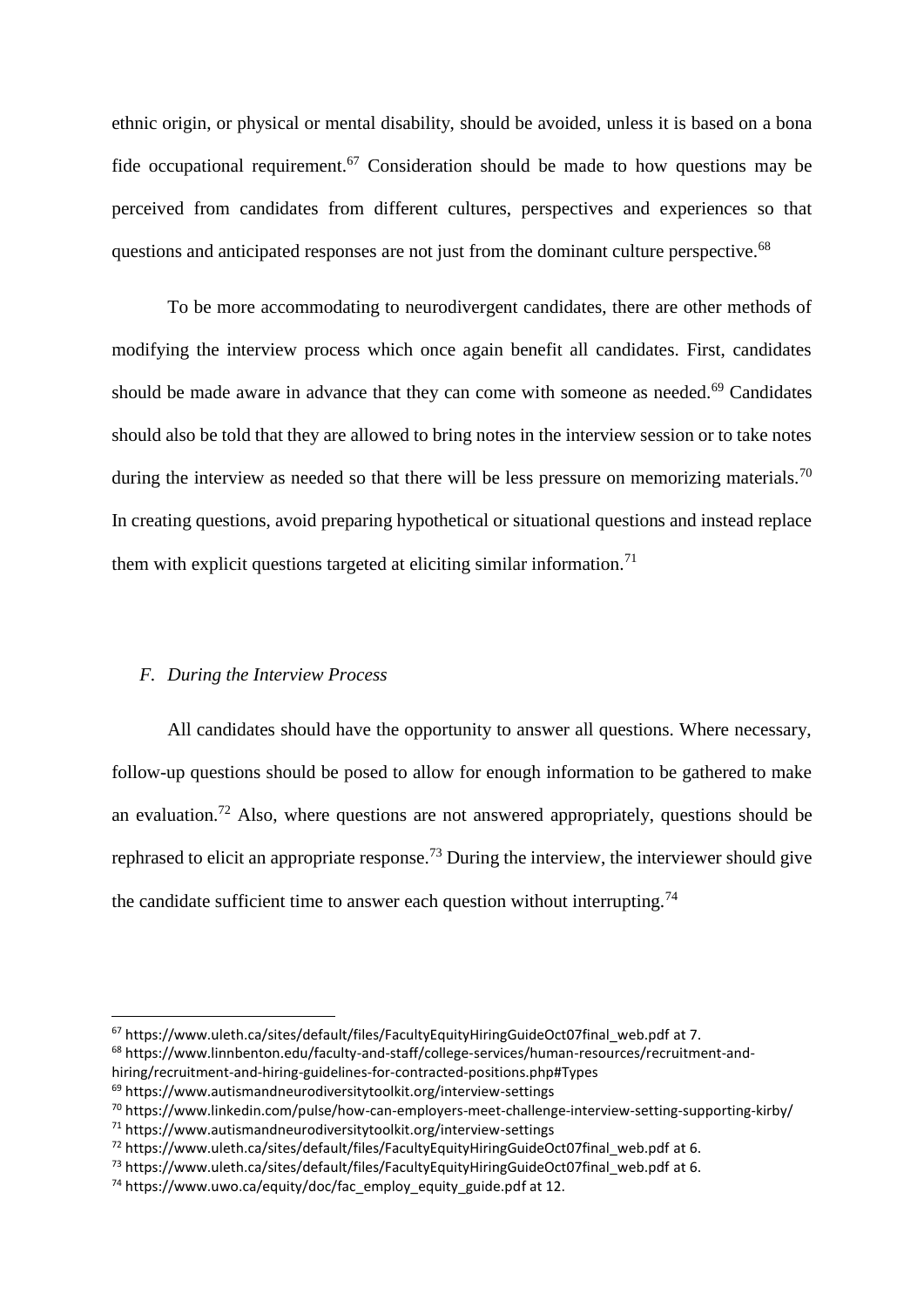ethnic origin, or physical or mental disability, should be avoided, unless it is based on a bona fide occupational requirement.[67] Consideration should be made to how questions may be perceived from candidates from different cultures, perspectives and experiences so that questions and anticipated responses are not just from the dominant culture perspective.[68]

To be more accommodating to neurodivergent candidates, there are other methods of modifying the interview process which once again benefit all candidates. First, candidates should be made aware in advance that they can come with someone as needed.[69] Candidates should also be told that they are allowed to bring notes in the interview session or to take notes during the interview as needed so that there will be less pressure on memorizing materials.[70] In creating questions, avoid preparing hypothetical or situational questions and instead replace them with explicit questions targeted at eliciting similar information.[71]

### *F. During the Interview Process*

All candidates should have the opportunity to answer all questions. Where necessary, follow-up questions should be posed to allow for enough information to be gathered to make an evaluation.[72] Also, where questions are not answered appropriately, questions should be rephrased to elicit an appropriate response.[73] During the interview, the interviewer should give the candidate sufficient time to answer each question without interrupting.[74]

---

[67] https://www.uleth.ca/sites/default/files/FacultyEquityHiringGuideOct07final_web.pdf at 7.

[68] https://www.linnbenton.edu/faculty-and-staff/college-services/human-resources/recruitment-and-hiring/recruitment-and-hiring-guidelines-for-contracted-positions.php#Types

[69] https://www.autismandneurodiversitytoolkit.org/interview-settings

[70] https://www.linkedin.com/pulse/how-can-employers-meet-challenge-interview-setting-supporting-kirby/

[71] https://www.autismandneurodiversitytoolkit.org/interview-settings

[72] https://www.uleth.ca/sites/default/files/FacultyEquityHiringGuideOct07final_web.pdf at 6.

[73] https://www.uleth.ca/sites/default/files/FacultyEquityHiringGuideOct07final_web.pdf at 6.

[74] https://www.uwo.ca/equity/doc/fac_employ_equity_guide.pdf at 12.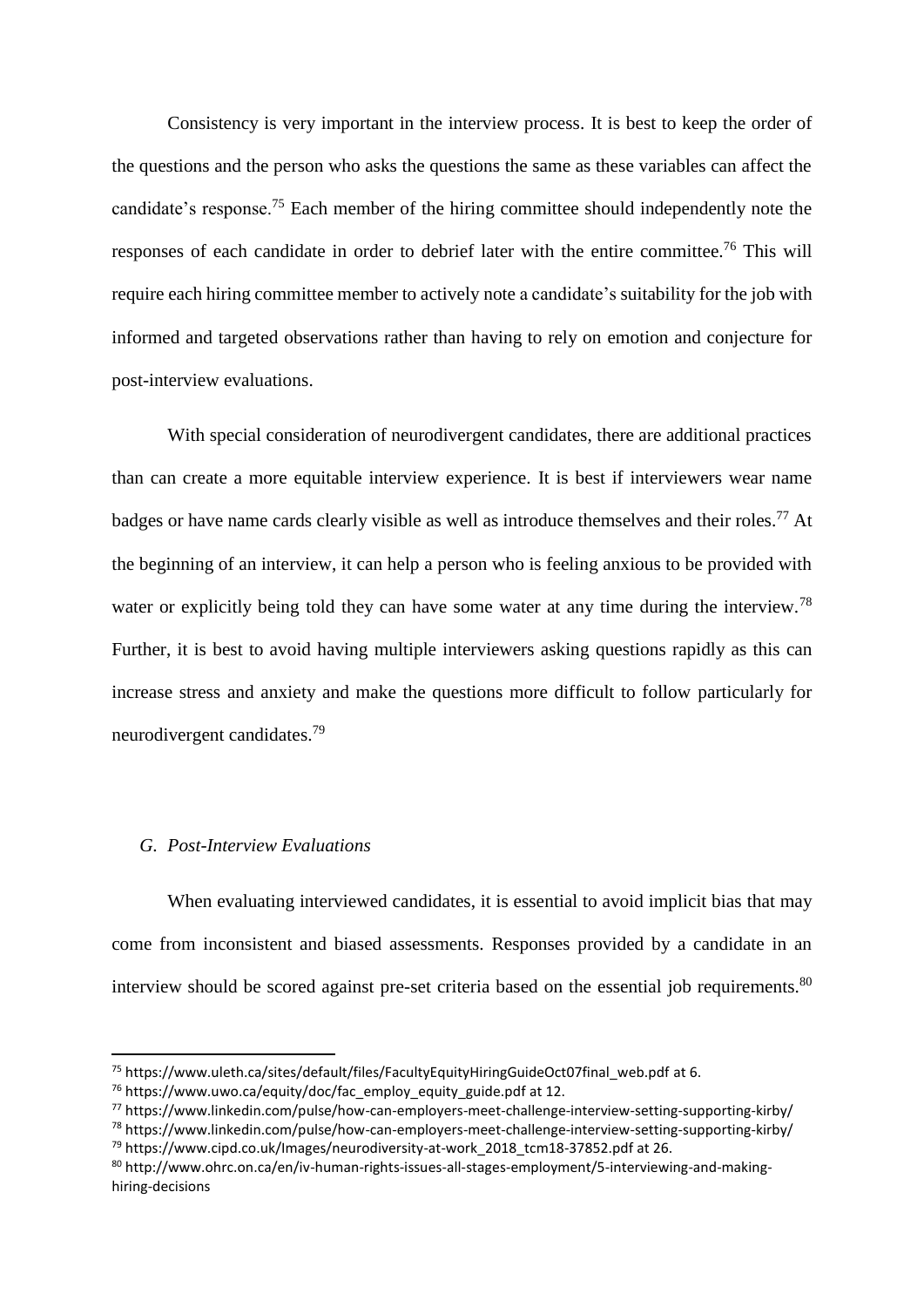Consistency is very important in the interview process. It is best to keep the order of the questions and the person who asks the questions the same as these variables can affect the candidate's response.[75] Each member of the hiring committee should independently note the responses of each candidate in order to debrief later with the entire committee.[76] This will require each hiring committee member to actively note a candidate's suitability for the job with informed and targeted observations rather than having to rely on emotion and conjecture for post-interview evaluations.

With special consideration of neurodivergent candidates, there are additional practices than can create a more equitable interview experience. It is best if interviewers wear name badges or have name cards clearly visible as well as introduce themselves and their roles.[77] At the beginning of an interview, it can help a person who is feeling anxious to be provided with water or explicitly being told they can have some water at any time during the interview.[78] Further, it is best to avoid having multiple interviewers asking questions rapidly as this can increase stress and anxiety and make the questions more difficult to follow particularly for neurodivergent candidates.[79]

### *G. Post-Interview Evaluations*

When evaluating interviewed candidates, it is essential to avoid implicit bias that may come from inconsistent and biased assessments. Responses provided by a candidate in an interview should be scored against pre-set criteria based on the essential job requirements.[80]

---

[75] https://www.uleth.ca/sites/default/files/FacultyEquityHiringGuideOct07final_web.pdf at 6.

[76] https://www.uwo.ca/equity/doc/fac_employ_equity_guide.pdf at 12.

[77] https://www.linkedin.com/pulse/how-can-employers-meet-challenge-interview-setting-supporting-kirby/

[78] https://www.linkedin.com/pulse/how-can-employers-meet-challenge-interview-setting-supporting-kirby/

[79] https://www.cipd.co.uk/Images/neurodiversity-at-work_2018_tcm18-37852.pdf at 26.

[80] http://www.ohrc.on.ca/en/iv-human-rights-issues-all-stages-employment/5-interviewing-and-making-hiring-decisions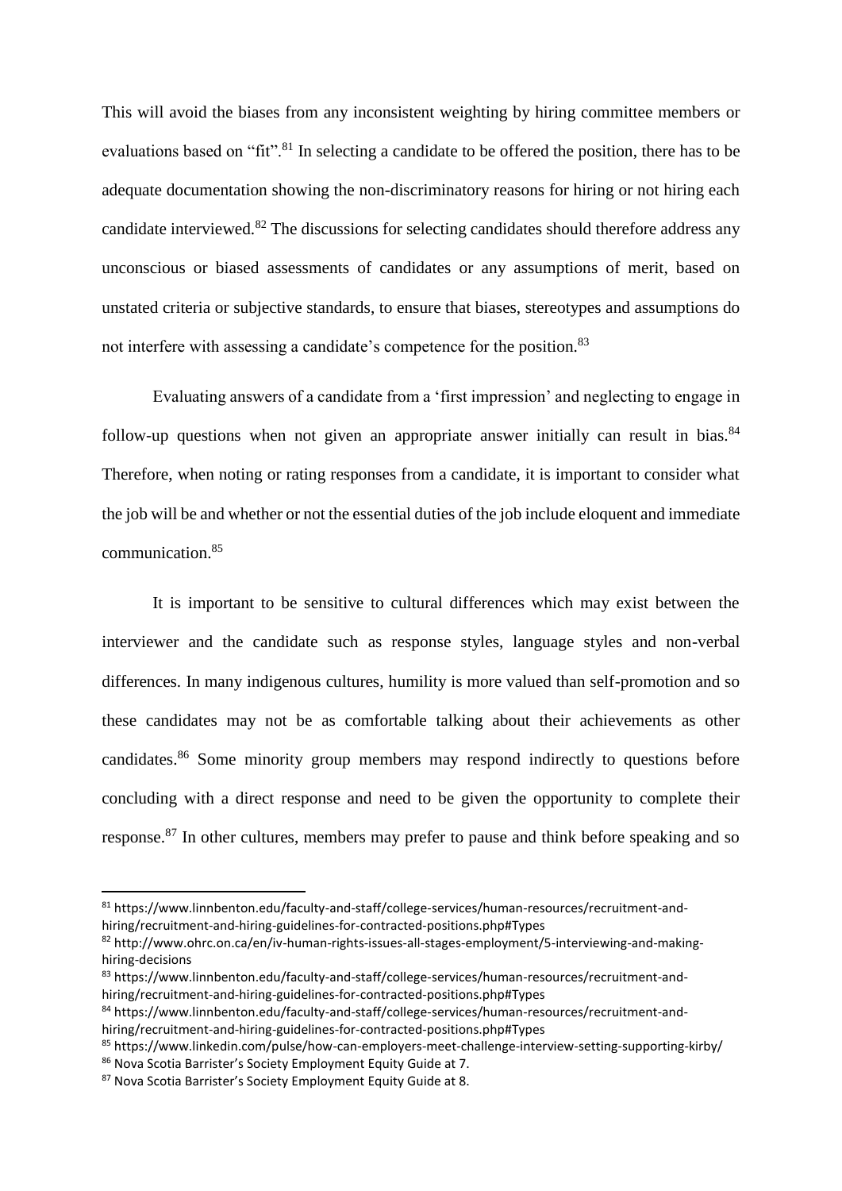This will avoid the biases from any inconsistent weighting by hiring committee members or evaluations based on "fit".[81] In selecting a candidate to be offered the position, there has to be adequate documentation showing the non-discriminatory reasons for hiring or not hiring each candidate interviewed.[82] The discussions for selecting candidates should therefore address any unconscious or biased assessments of candidates or any assumptions of merit, based on unstated criteria or subjective standards, to ensure that biases, stereotypes and assumptions do not interfere with assessing a candidate's competence for the position.[83]

Evaluating answers of a candidate from a 'first impression' and neglecting to engage in follow-up questions when not given an appropriate answer initially can result in bias.[84] Therefore, when noting or rating responses from a candidate, it is important to consider what the job will be and whether or not the essential duties of the job include eloquent and immediate communication.[85]

It is important to be sensitive to cultural differences which may exist between the interviewer and the candidate such as response styles, language styles and non-verbal differences. In many indigenous cultures, humility is more valued than self-promotion and so these candidates may not be as comfortable talking about their achievements as other candidates.[86] Some minority group members may respond indirectly to questions before concluding with a direct response and need to be given the opportunity to complete their response.[87] In other cultures, members may prefer to pause and think before speaking and so

---

[81] https://www.linnbenton.edu/faculty-and-staff/college-services/human-resources/recruitment-and-hiring/recruitment-and-hiring-guidelines-for-contracted-positions.php#Types

[82] http://www.ohrc.on.ca/en/iv-human-rights-issues-all-stages-employment/5-interviewing-and-making-hiring-decisions

[83] https://www.linnbenton.edu/faculty-and-staff/college-services/human-resources/recruitment-and-hiring/recruitment-and-hiring-guidelines-for-contracted-positions.php#Types

[84] https://www.linnbenton.edu/faculty-and-staff/college-services/human-resources/recruitment-and-hiring/recruitment-and-hiring-guidelines-for-contracted-positions.php#Types

[85] https://www.linkedin.com/pulse/how-can-employers-meet-challenge-interview-setting-supporting-kirby/

[86] Nova Scotia Barrister's Society Employment Equity Guide at 7.

[87] Nova Scotia Barrister's Society Employment Equity Guide at 8.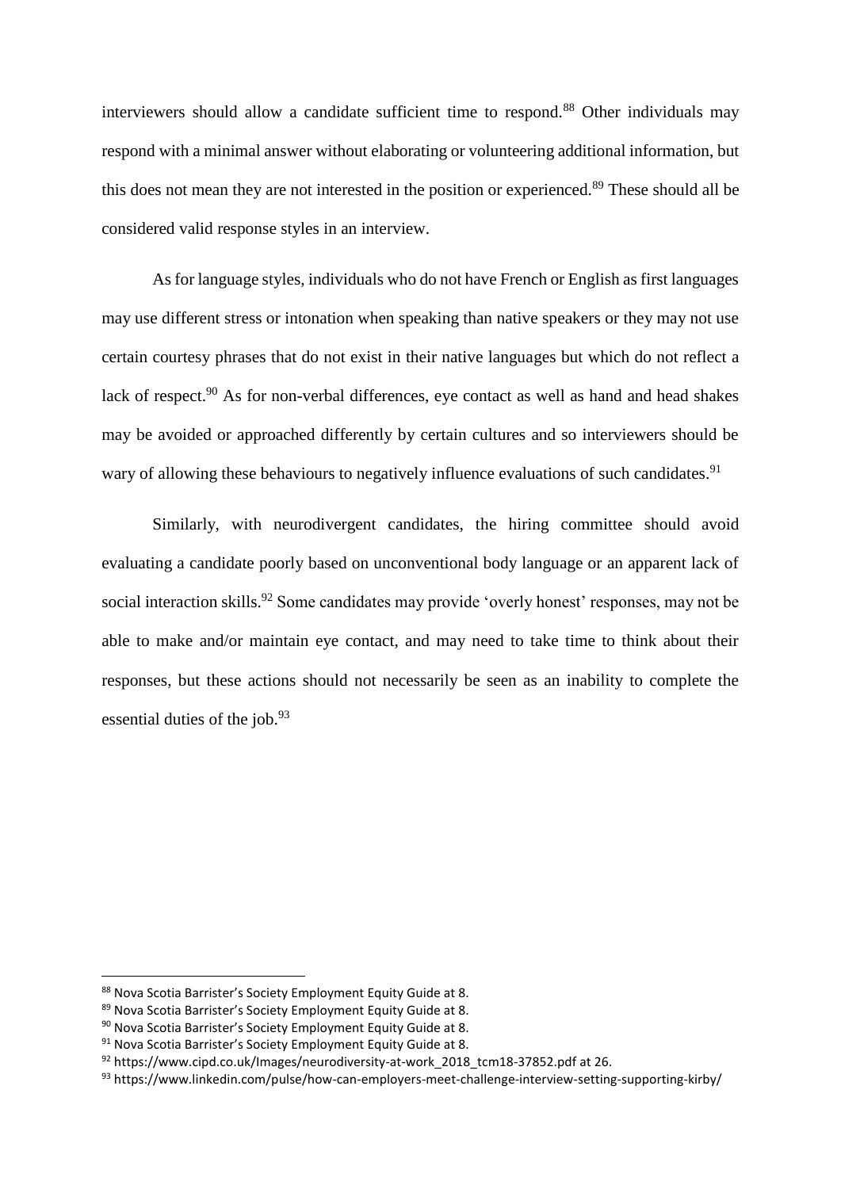interviewers should allow a candidate sufficient time to respond.[88] Other individuals may respond with a minimal answer without elaborating or volunteering additional information, but this does not mean they are not interested in the position or experienced.[89] These should all be considered valid response styles in an interview.

As for language styles, individuals who do not have French or English as first languages may use different stress or intonation when speaking than native speakers or they may not use certain courtesy phrases that do not exist in their native languages but which do not reflect a lack of respect.[90] As for non-verbal differences, eye contact as well as hand and head shakes may be avoided or approached differently by certain cultures and so interviewers should be wary of allowing these behaviours to negatively influence evaluations of such candidates.[91]

Similarly, with neurodivergent candidates, the hiring committee should avoid evaluating a candidate poorly based on unconventional body language or an apparent lack of social interaction skills.[92] Some candidates may provide 'overly honest' responses, may not be able to make and/or maintain eye contact, and may need to take time to think about their responses, but these actions should not necessarily be seen as an inability to complete the essential duties of the job.[93]

---

[88] Nova Scotia Barrister's Society Employment Equity Guide at 8.

[89] Nova Scotia Barrister's Society Employment Equity Guide at 8.

[90] Nova Scotia Barrister's Society Employment Equity Guide at 8.

[91] Nova Scotia Barrister's Society Employment Equity Guide at 8.

[92] https://www.cipd.co.uk/Images/neurodiversity-at-work_2018_tcm18-37852.pdf at 26.

[93] https://www.linkedin.com/pulse/how-can-employers-meet-challenge-interview-setting-supporting-kirby/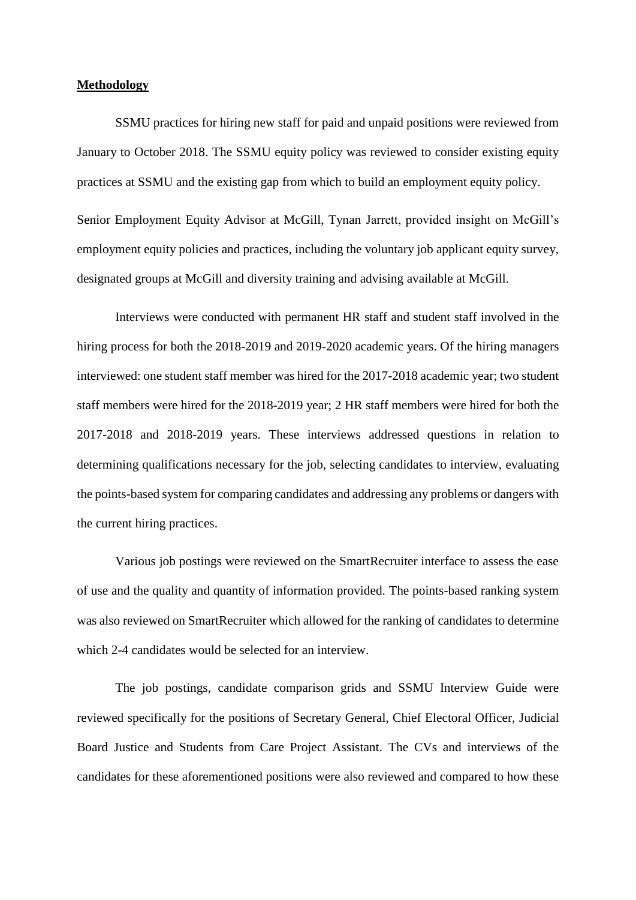**Methodology**

SSMU practices for hiring new staff for paid and unpaid positions were reviewed from January to October 2018. The SSMU equity policy was reviewed to consider existing equity practices at SSMU and the existing gap from which to build an employment equity policy.

Senior Employment Equity Advisor at McGill, Tynan Jarrett, provided insight on McGill's employment equity policies and practices, including the voluntary job applicant equity survey, designated groups at McGill and diversity training and advising available at McGill.

Interviews were conducted with permanent HR staff and student staff involved in the hiring process for both the 2018-2019 and 2019-2020 academic years. Of the hiring managers interviewed: one student staff member was hired for the 2017-2018 academic year; two student staff members were hired for the 2018-2019 year; 2 HR staff members were hired for both the 2017-2018 and 2018-2019 years. These interviews addressed questions in relation to determining qualifications necessary for the job, selecting candidates to interview, evaluating the points-based system for comparing candidates and addressing any problems or dangers with the current hiring practices.

Various job postings were reviewed on the SmartRecruiter interface to assess the ease of use and the quality and quantity of information provided. The points-based ranking system was also reviewed on SmartRecruiter which allowed for the ranking of candidates to determine which 2-4 candidates would be selected for an interview.

The job postings, candidate comparison grids and SSMU Interview Guide were reviewed specifically for the positions of Secretary General, Chief Electoral Officer, Judicial Board Justice and Students from Care Project Assistant. The CVs and interviews of the candidates for these aforementioned positions were also reviewed and compared to how these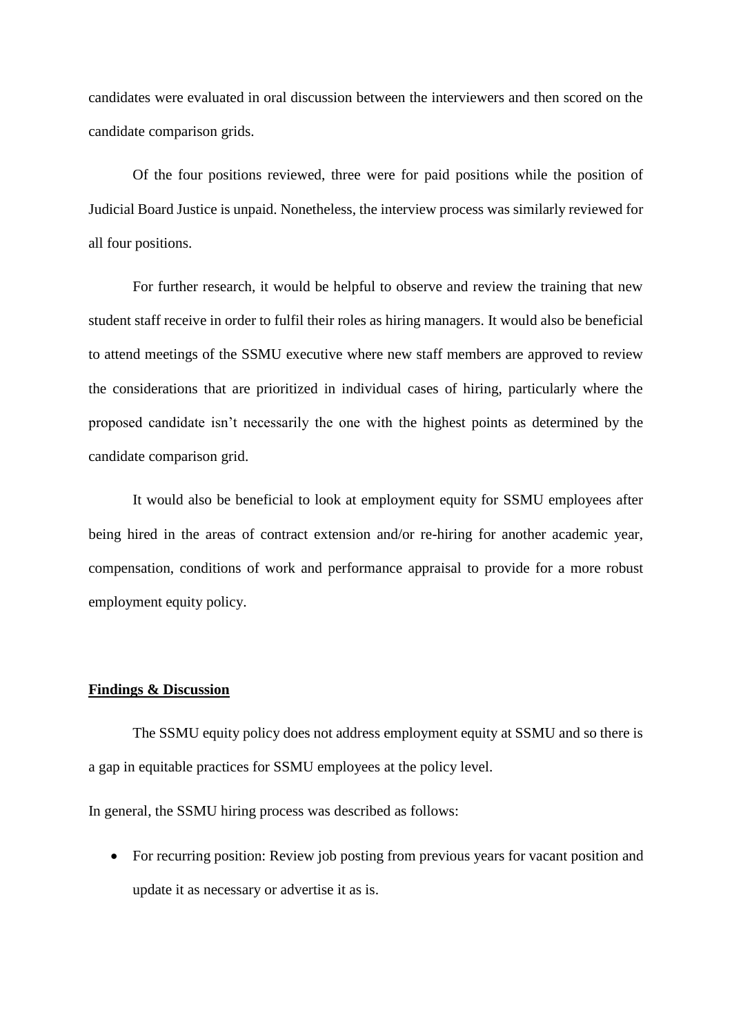candidates were evaluated in oral discussion between the interviewers and then scored on the candidate comparison grids.

Of the four positions reviewed, three were for paid positions while the position of Judicial Board Justice is unpaid. Nonetheless, the interview process was similarly reviewed for all four positions.

For further research, it would be helpful to observe and review the training that new student staff receive in order to fulfil their roles as hiring managers. It would also be beneficial to attend meetings of the SSMU executive where new staff members are approved to review the considerations that are prioritized in individual cases of hiring, particularly where the proposed candidate isn't necessarily the one with the highest points as determined by the candidate comparison grid.

It would also be beneficial to look at employment equity for SSMU employees after being hired in the areas of contract extension and/or re-hiring for another academic year, compensation, conditions of work and performance appraisal to provide for a more robust employment equity policy.

**Findings & Discussion**

The SSMU equity policy does not address employment equity at SSMU and so there is a gap in equitable practices for SSMU employees at the policy level.

In general, the SSMU hiring process was described as follows:

- For recurring position: Review job posting from previous years for vacant position and update it as necessary or advertise it as is.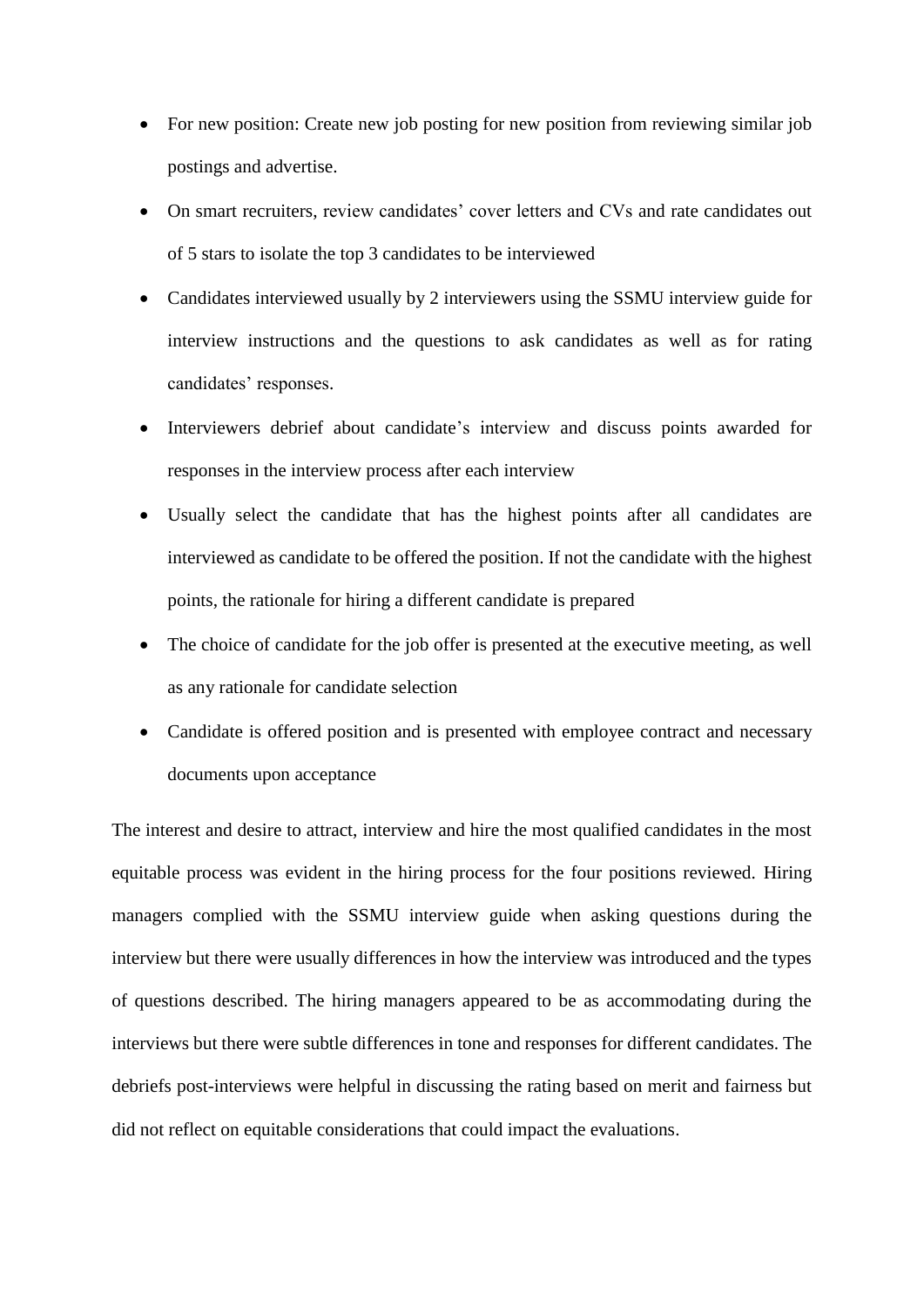- For new position: Create new job posting for new position from reviewing similar job postings and advertise.
- On smart recruiters, review candidates' cover letters and CVs and rate candidates out of 5 stars to isolate the top 3 candidates to be interviewed
- Candidates interviewed usually by 2 interviewers using the SSMU interview guide for interview instructions and the questions to ask candidates as well as for rating candidates' responses.
- Interviewers debrief about candidate's interview and discuss points awarded for responses in the interview process after each interview
- Usually select the candidate that has the highest points after all candidates are interviewed as candidate to be offered the position. If not the candidate with the highest points, the rationale for hiring a different candidate is prepared
- The choice of candidate for the job offer is presented at the executive meeting, as well as any rationale for candidate selection
- Candidate is offered position and is presented with employee contract and necessary documents upon acceptance

The interest and desire to attract, interview and hire the most qualified candidates in the most equitable process was evident in the hiring process for the four positions reviewed. Hiring managers complied with the SSMU interview guide when asking questions during the interview but there were usually differences in how the interview was introduced and the types of questions described. The hiring managers appeared to be as accommodating during the interviews but there were subtle differences in tone and responses for different candidates. The debriefs post-interviews were helpful in discussing the rating based on merit and fairness but did not reflect on equitable considerations that could impact the evaluations.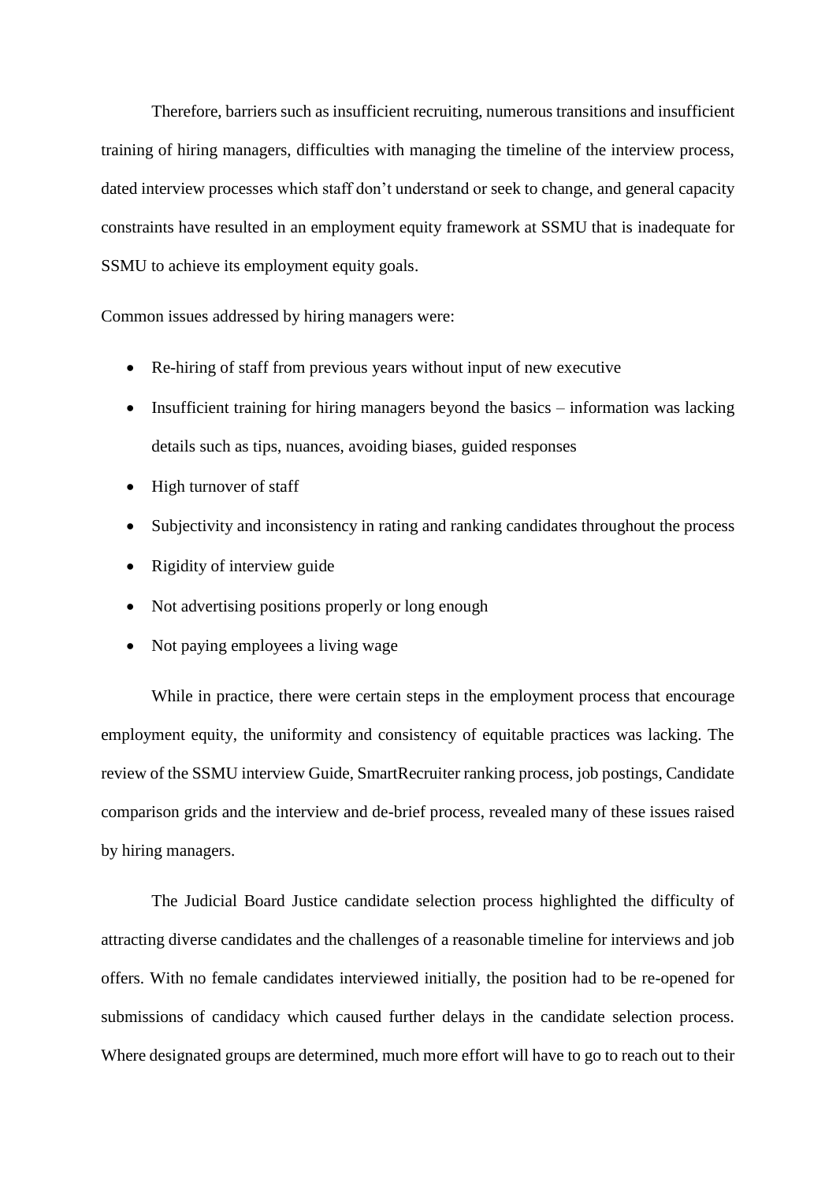Therefore, barriers such as insufficient recruiting, numerous transitions and insufficient training of hiring managers, difficulties with managing the timeline of the interview process, dated interview processes which staff don't understand or seek to change, and general capacity constraints have resulted in an employment equity framework at SSMU that is inadequate for SSMU to achieve its employment equity goals.

Common issues addressed by hiring managers were:

- Re-hiring of staff from previous years without input of new executive
- Insufficient training for hiring managers beyond the basics – information was lacking details such as tips, nuances, avoiding biases, guided responses
- High turnover of staff
- Subjectivity and inconsistency in rating and ranking candidates throughout the process
- Rigidity of interview guide
- Not advertising positions properly or long enough
- Not paying employees a living wage

While in practice, there were certain steps in the employment process that encourage employment equity, the uniformity and consistency of equitable practices was lacking. The review of the SSMU interview Guide, SmartRecruiter ranking process, job postings, Candidate comparison grids and the interview and de-brief process, revealed many of these issues raised by hiring managers.

The Judicial Board Justice candidate selection process highlighted the difficulty of attracting diverse candidates and the challenges of a reasonable timeline for interviews and job offers. With no female candidates interviewed initially, the position had to be re-opened for submissions of candidacy which caused further delays in the candidate selection process. Where designated groups are determined, much more effort will have to go to reach out to their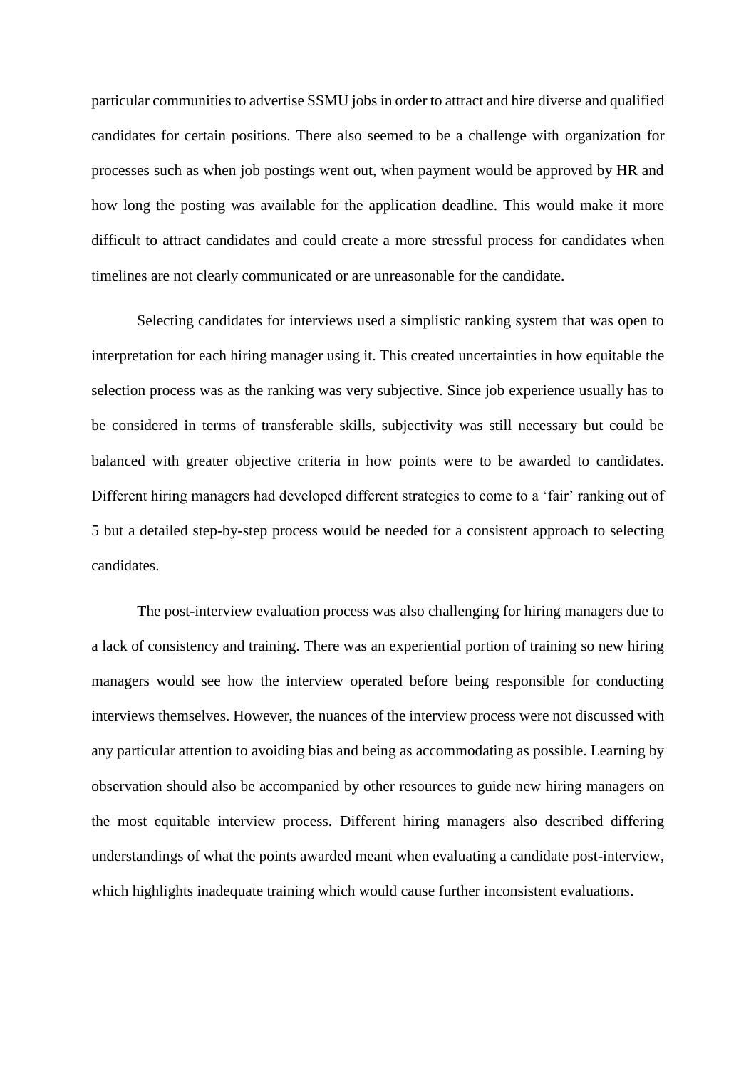particular communities to advertise SSMU jobs in order to attract and hire diverse and qualified candidates for certain positions. There also seemed to be a challenge with organization for processes such as when job postings went out, when payment would be approved by HR and how long the posting was available for the application deadline. This would make it more difficult to attract candidates and could create a more stressful process for candidates when timelines are not clearly communicated or are unreasonable for the candidate.

Selecting candidates for interviews used a simplistic ranking system that was open to interpretation for each hiring manager using it. This created uncertainties in how equitable the selection process was as the ranking was very subjective. Since job experience usually has to be considered in terms of transferable skills, subjectivity was still necessary but could be balanced with greater objective criteria in how points were to be awarded to candidates. Different hiring managers had developed different strategies to come to a 'fair' ranking out of 5 but a detailed step-by-step process would be needed for a consistent approach to selecting candidates.

The post-interview evaluation process was also challenging for hiring managers due to a lack of consistency and training. There was an experiential portion of training so new hiring managers would see how the interview operated before being responsible for conducting interviews themselves. However, the nuances of the interview process were not discussed with any particular attention to avoiding bias and being as accommodating as possible. Learning by observation should also be accompanied by other resources to guide new hiring managers on the most equitable interview process. Different hiring managers also described differing understandings of what the points awarded meant when evaluating a candidate post-interview, which highlights inadequate training which would cause further inconsistent evaluations.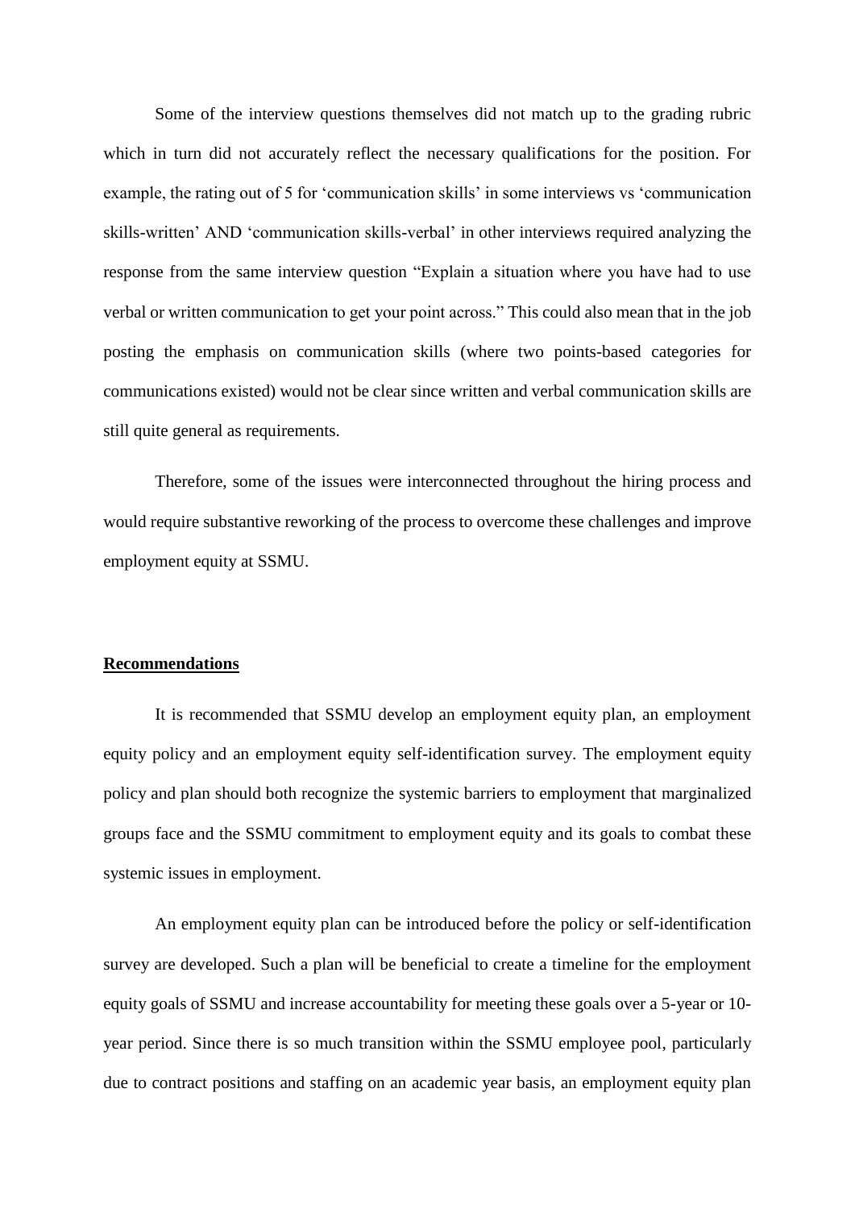Some of the interview questions themselves did not match up to the grading rubric which in turn did not accurately reflect the necessary qualifications for the position. For example, the rating out of 5 for 'communication skills' in some interviews vs 'communication skills-written' AND 'communication skills-verbal' in other interviews required analyzing the response from the same interview question "Explain a situation where you have had to use verbal or written communication to get your point across." This could also mean that in the job posting the emphasis on communication skills (where two points-based categories for communications existed) would not be clear since written and verbal communication skills are still quite general as requirements.

Therefore, some of the issues were interconnected throughout the hiring process and would require substantive reworking of the process to overcome these challenges and improve employment equity at SSMU.

## Recommendations

It is recommended that SSMU develop an employment equity plan, an employment equity policy and an employment equity self-identification survey. The employment equity policy and plan should both recognize the systemic barriers to employment that marginalized groups face and the SSMU commitment to employment equity and its goals to combat these systemic issues in employment.

An employment equity plan can be introduced before the policy or self-identification survey are developed. Such a plan will be beneficial to create a timeline for the employment equity goals of SSMU and increase accountability for meeting these goals over a 5-year or 10-year period. Since there is so much transition within the SSMU employee pool, particularly due to contract positions and staffing on an academic year basis, an employment equity plan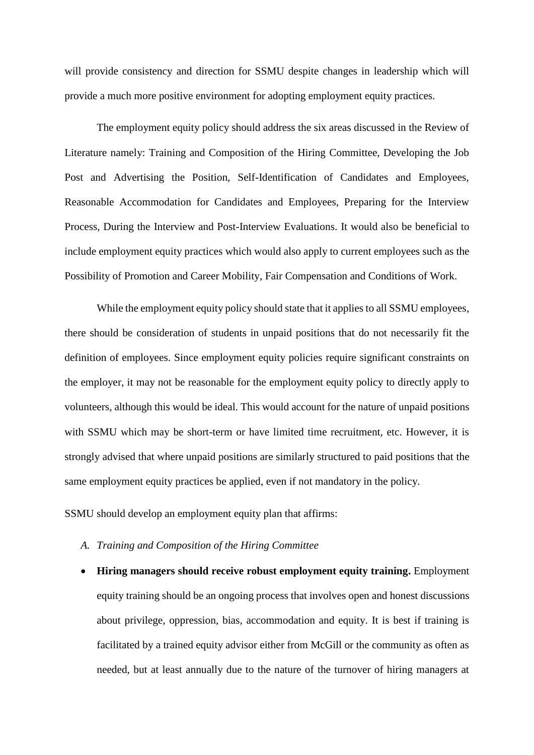will provide consistency and direction for SSMU despite changes in leadership which will provide a much more positive environment for adopting employment equity practices.

The employment equity policy should address the six areas discussed in the Review of Literature namely: Training and Composition of the Hiring Committee, Developing the Job Post and Advertising the Position, Self-Identification of Candidates and Employees, Reasonable Accommodation for Candidates and Employees, Preparing for the Interview Process, During the Interview and Post-Interview Evaluations. It would also be beneficial to include employment equity practices which would also apply to current employees such as the Possibility of Promotion and Career Mobility, Fair Compensation and Conditions of Work.

While the employment equity policy should state that it applies to all SSMU employees, there should be consideration of students in unpaid positions that do not necessarily fit the definition of employees. Since employment equity policies require significant constraints on the employer, it may not be reasonable for the employment equity policy to directly apply to volunteers, although this would be ideal. This would account for the nature of unpaid positions with SSMU which may be short-term or have limited time recruitment, etc. However, it is strongly advised that where unpaid positions are similarly structured to paid positions that the same employment equity practices be applied, even if not mandatory in the policy.

SSMU should develop an employment equity plan that affirms:

A. *Training and Composition of the Hiring Committee*

- **Hiring managers should receive robust employment equity training.** Employment equity training should be an ongoing process that involves open and honest discussions about privilege, oppression, bias, accommodation and equity. It is best if training is facilitated by a trained equity advisor either from McGill or the community as often as needed, but at least annually due to the nature of the turnover of hiring managers at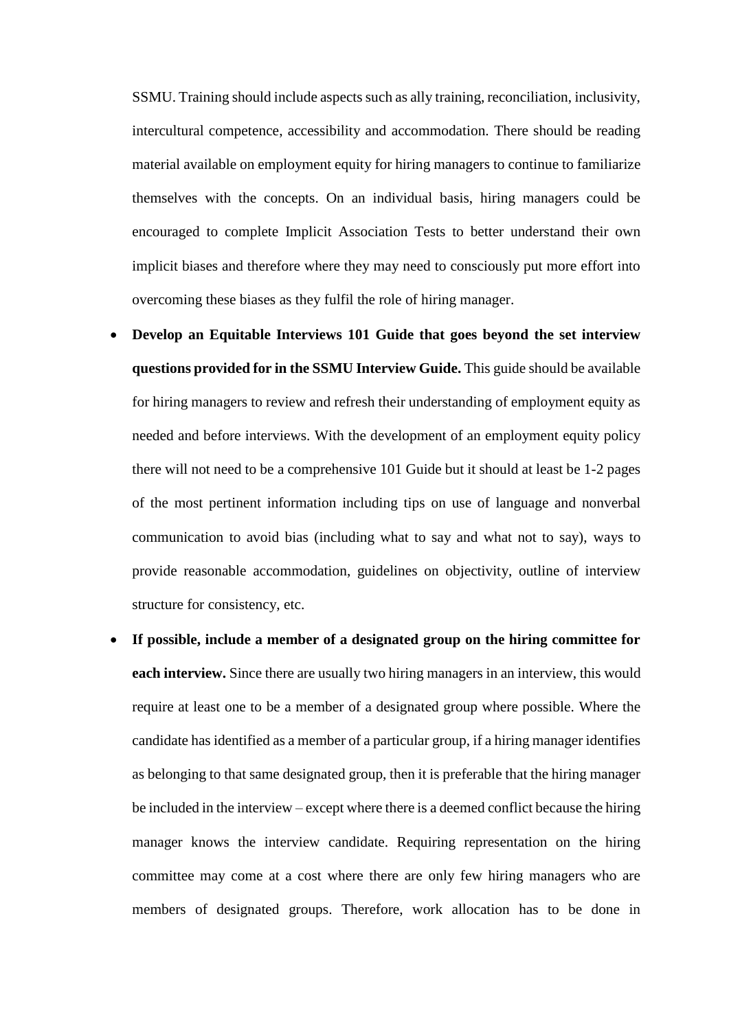SSMU. Training should include aspects such as ally training, reconciliation, inclusivity, intercultural competence, accessibility and accommodation. There should be reading material available on employment equity for hiring managers to continue to familiarize themselves with the concepts. On an individual basis, hiring managers could be encouraged to complete Implicit Association Tests to better understand their own implicit biases and therefore where they may need to consciously put more effort into overcoming these biases as they fulfil the role of hiring manager.

- **Develop an Equitable Interviews 101 Guide that goes beyond the set interview questions provided for in the SSMU Interview Guide.** This guide should be available for hiring managers to review and refresh their understanding of employment equity as needed and before interviews. With the development of an employment equity policy there will not need to be a comprehensive 101 Guide but it should at least be 1-2 pages of the most pertinent information including tips on use of language and nonverbal communication to avoid bias (including what to say and what not to say), ways to provide reasonable accommodation, guidelines on objectivity, outline of interview structure for consistency, etc.
- **If possible, include a member of a designated group on the hiring committee for each interview.** Since there are usually two hiring managers in an interview, this would require at least one to be a member of a designated group where possible. Where the candidate has identified as a member of a particular group, if a hiring manager identifies as belonging to that same designated group, then it is preferable that the hiring manager be included in the interview – except where there is a deemed conflict because the hiring manager knows the interview candidate. Requiring representation on the hiring committee may come at a cost where there are only few hiring managers who are members of designated groups. Therefore, work allocation has to be done in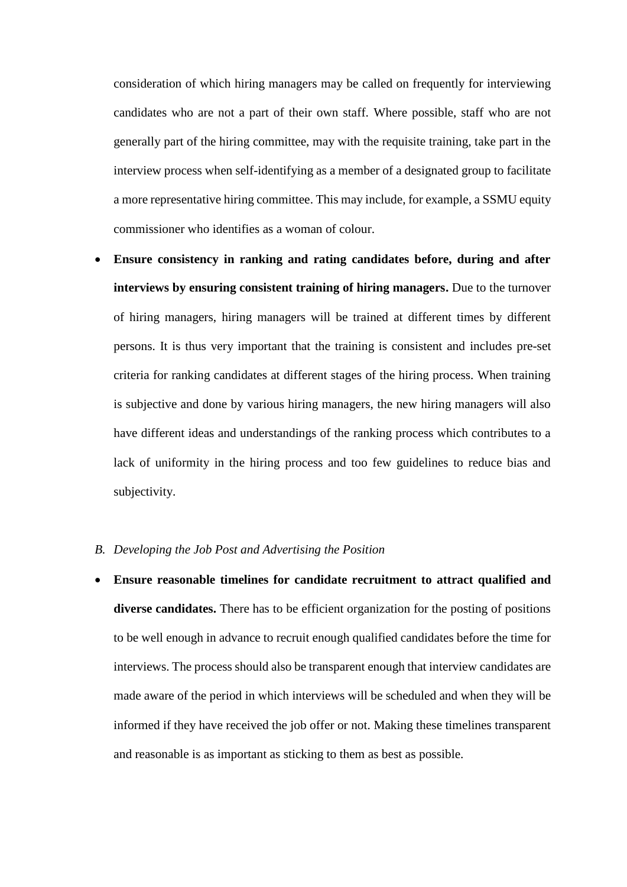consideration of which hiring managers may be called on frequently for interviewing candidates who are not a part of their own staff. Where possible, staff who are not generally part of the hiring committee, may with the requisite training, take part in the interview process when self-identifying as a member of a designated group to facilitate a more representative hiring committee. This may include, for example, a SSMU equity commissioner who identifies as a woman of colour.

- **Ensure consistency in ranking and rating candidates before, during and after interviews by ensuring consistent training of hiring managers.** Due to the turnover of hiring managers, hiring managers will be trained at different times by different persons. It is thus very important that the training is consistent and includes pre-set criteria for ranking candidates at different stages of the hiring process. When training is subjective and done by various hiring managers, the new hiring managers will also have different ideas and understandings of the ranking process which contributes to a lack of uniformity in the hiring process and too few guidelines to reduce bias and subjectivity.

*B. Developing the Job Post and Advertising the Position*

- **Ensure reasonable timelines for candidate recruitment to attract qualified and diverse candidates.** There has to be efficient organization for the posting of positions to be well enough in advance to recruit enough qualified candidates before the time for interviews. The process should also be transparent enough that interview candidates are made aware of the period in which interviews will be scheduled and when they will be informed if they have received the job offer or not. Making these timelines transparent and reasonable is as important as sticking to them as best as possible.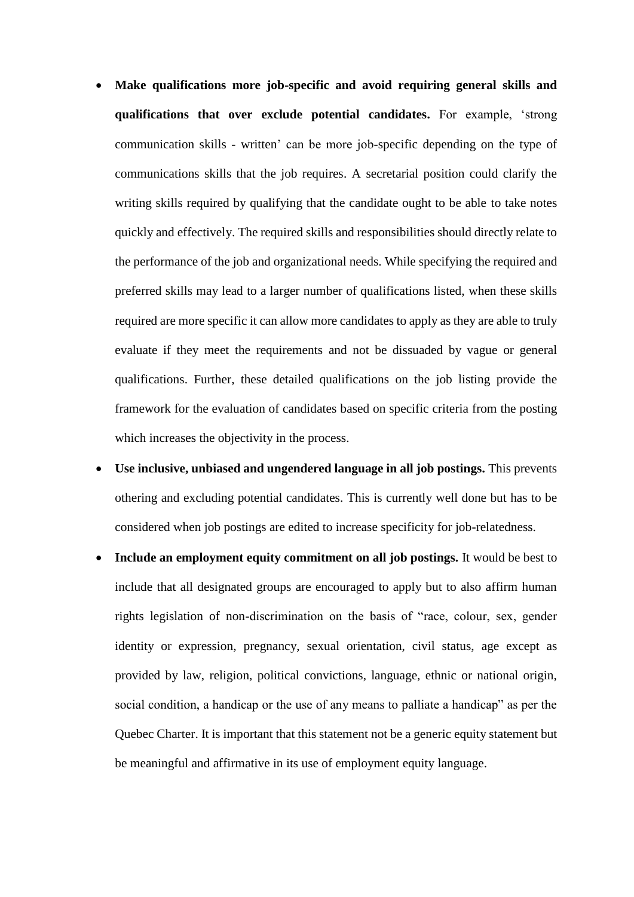- **Make qualifications more job-specific and avoid requiring general skills and qualifications that over exclude potential candidates.** For example, 'strong communication skills - written' can be more job-specific depending on the type of communications skills that the job requires. A secretarial position could clarify the writing skills required by qualifying that the candidate ought to be able to take notes quickly and effectively. The required skills and responsibilities should directly relate to the performance of the job and organizational needs. While specifying the required and preferred skills may lead to a larger number of qualifications listed, when these skills required are more specific it can allow more candidates to apply as they are able to truly evaluate if they meet the requirements and not be dissuaded by vague or general qualifications. Further, these detailed qualifications on the job listing provide the framework for the evaluation of candidates based on specific criteria from the posting which increases the objectivity in the process.
- **Use inclusive, unbiased and ungendered language in all job postings.** This prevents othering and excluding potential candidates. This is currently well done but has to be considered when job postings are edited to increase specificity for job-relatedness.
- **Include an employment equity commitment on all job postings.** It would be best to include that all designated groups are encouraged to apply but to also affirm human rights legislation of non-discrimination on the basis of "race, colour, sex, gender identity or expression, pregnancy, sexual orientation, civil status, age except as provided by law, religion, political convictions, language, ethnic or national origin, social condition, a handicap or the use of any means to palliate a handicap" as per the Quebec Charter. It is important that this statement not be a generic equity statement but be meaningful and affirmative in its use of employment equity language.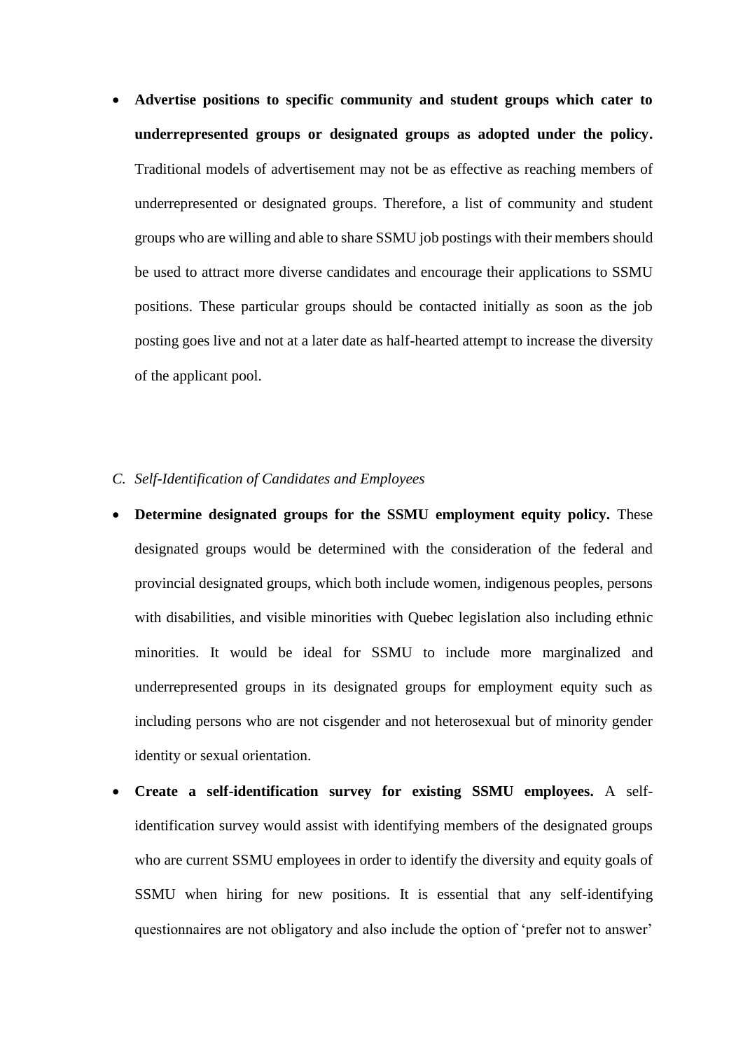- **Advertise positions to specific community and student groups which cater to underrepresented groups or designated groups as adopted under the policy.** Traditional models of advertisement may not be as effective as reaching members of underrepresented or designated groups. Therefore, a list of community and student groups who are willing and able to share SSMU job postings with their members should be used to attract more diverse candidates and encourage their applications to SSMU positions. These particular groups should be contacted initially as soon as the job posting goes live and not at a later date as half-hearted attempt to increase the diversity of the applicant pool.

*C. Self-Identification of Candidates and Employees*

- **Determine designated groups for the SSMU employment equity policy.** These designated groups would be determined with the consideration of the federal and provincial designated groups, which both include women, indigenous peoples, persons with disabilities, and visible minorities with Quebec legislation also including ethnic minorities. It would be ideal for SSMU to include more marginalized and underrepresented groups in its designated groups for employment equity such as including persons who are not cisgender and not heterosexual but of minority gender identity or sexual orientation.
- **Create a self-identification survey for existing SSMU employees.** A self-identification survey would assist with identifying members of the designated groups who are current SSMU employees in order to identify the diversity and equity goals of SSMU when hiring for new positions. It is essential that any self-identifying questionnaires are not obligatory and also include the option of 'prefer not to answer'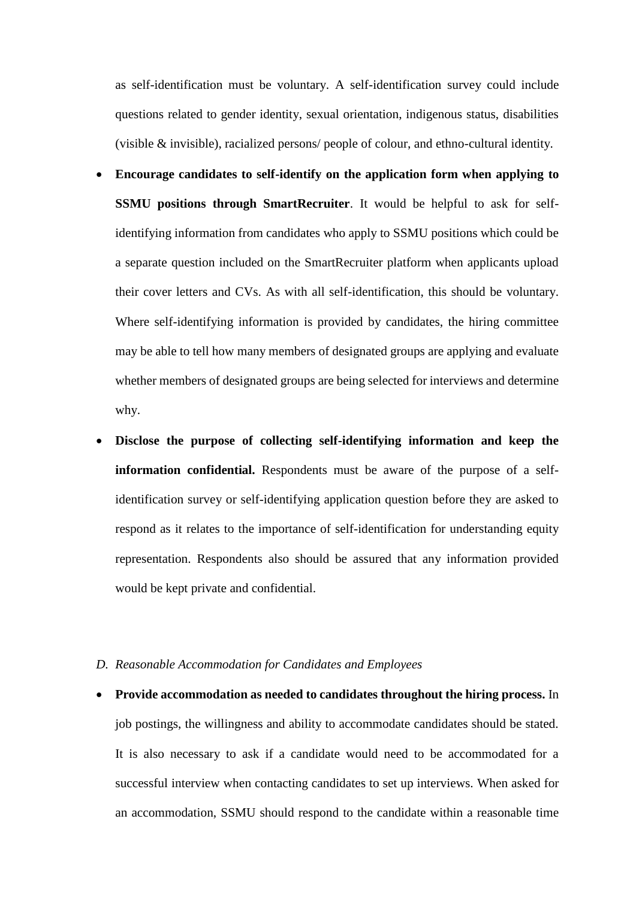as self-identification must be voluntary. A self-identification survey could include questions related to gender identity, sexual orientation, indigenous status, disabilities (visible & invisible), racialized persons/ people of colour, and ethno-cultural identity.

- **Encourage candidates to self-identify on the application form when applying to SSMU positions through SmartRecruiter**. It would be helpful to ask for self-identifying information from candidates who apply to SSMU positions which could be a separate question included on the SmartRecruiter platform when applicants upload their cover letters and CVs. As with all self-identification, this should be voluntary. Where self-identifying information is provided by candidates, the hiring committee may be able to tell how many members of designated groups are applying and evaluate whether members of designated groups are being selected for interviews and determine why.
- **Disclose the purpose of collecting self-identifying information and keep the information confidential.** Respondents must be aware of the purpose of a self-identification survey or self-identifying application question before they are asked to respond as it relates to the importance of self-identification for understanding equity representation. Respondents also should be assured that any information provided would be kept private and confidential.

*D. Reasonable Accommodation for Candidates and Employees*

- **Provide accommodation as needed to candidates throughout the hiring process.** In job postings, the willingness and ability to accommodate candidates should be stated. It is also necessary to ask if a candidate would need to be accommodated for a successful interview when contacting candidates to set up interviews. When asked for an accommodation, SSMU should respond to the candidate within a reasonable time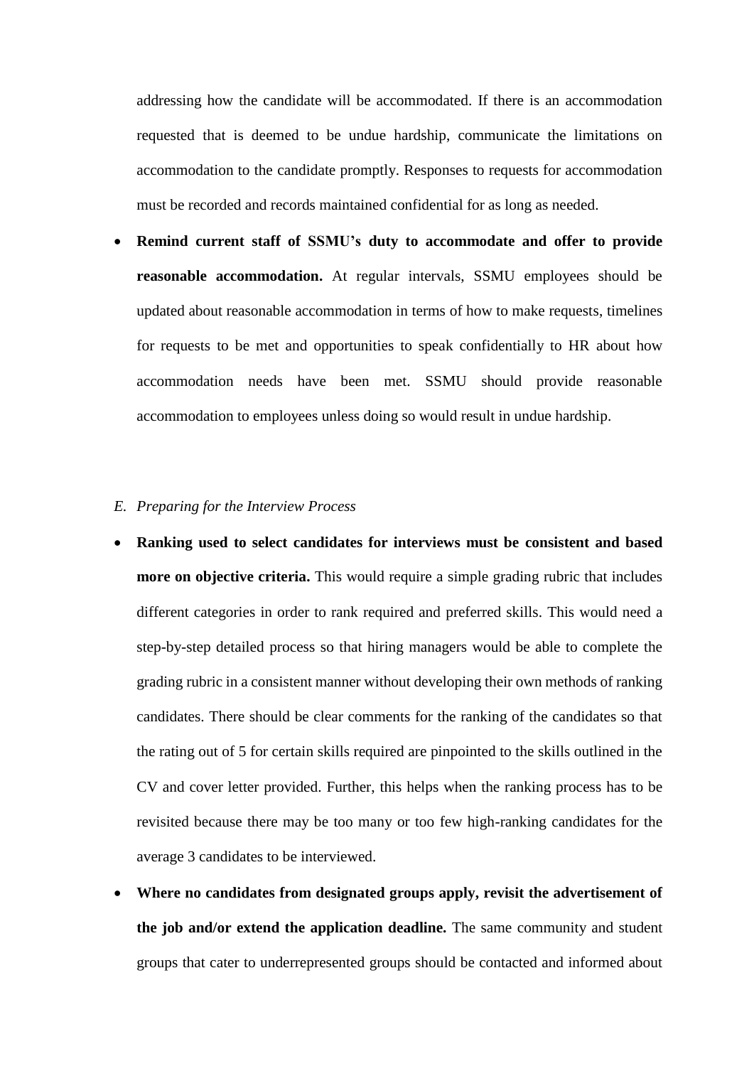addressing how the candidate will be accommodated. If there is an accommodation requested that is deemed to be undue hardship, communicate the limitations on accommodation to the candidate promptly. Responses to requests for accommodation must be recorded and records maintained confidential for as long as needed.

- **Remind current staff of SSMU's duty to accommodate and offer to provide reasonable accommodation.** At regular intervals, SSMU employees should be updated about reasonable accommodation in terms of how to make requests, timelines for requests to be met and opportunities to speak confidentially to HR about how accommodation needs have been met. SSMU should provide reasonable accommodation to employees unless doing so would result in undue hardship.

*E. Preparing for the Interview Process*

- **Ranking used to select candidates for interviews must be consistent and based more on objective criteria.** This would require a simple grading rubric that includes different categories in order to rank required and preferred skills. This would need a step-by-step detailed process so that hiring managers would be able to complete the grading rubric in a consistent manner without developing their own methods of ranking candidates. There should be clear comments for the ranking of the candidates so that the rating out of 5 for certain skills required are pinpointed to the skills outlined in the CV and cover letter provided. Further, this helps when the ranking process has to be revisited because there may be too many or too few high-ranking candidates for the average 3 candidates to be interviewed.
- **Where no candidates from designated groups apply, revisit the advertisement of the job and/or extend the application deadline.** The same community and student groups that cater to underrepresented groups should be contacted and informed about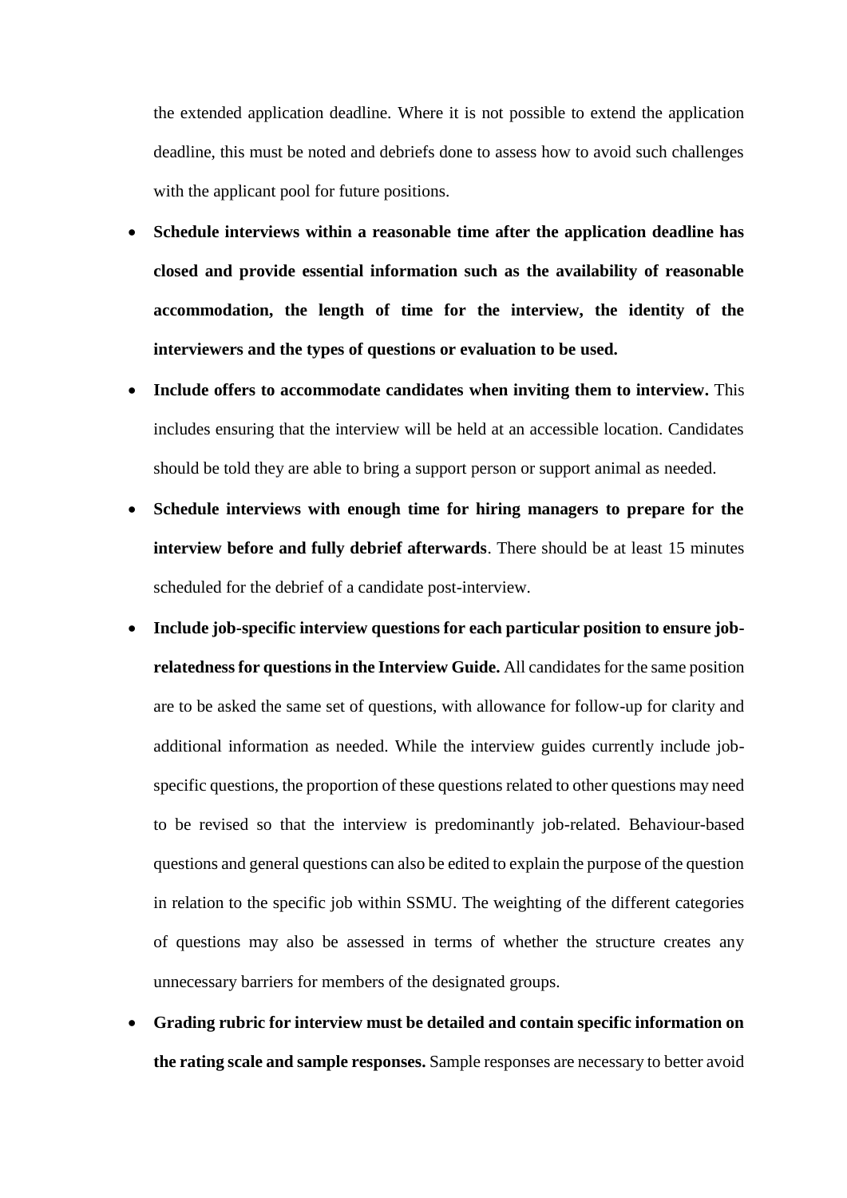the extended application deadline. Where it is not possible to extend the application deadline, this must be noted and debriefs done to assess how to avoid such challenges with the applicant pool for future positions.

- **Schedule interviews within a reasonable time after the application deadline has closed and provide essential information such as the availability of reasonable accommodation, the length of time for the interview, the identity of the interviewers and the types of questions or evaluation to be used.**
- **Include offers to accommodate candidates when inviting them to interview.** This includes ensuring that the interview will be held at an accessible location. Candidates should be told they are able to bring a support person or support animal as needed.
- **Schedule interviews with enough time for hiring managers to prepare for the interview before and fully debrief afterwards**. There should be at least 15 minutes scheduled for the debrief of a candidate post-interview.
- **Include job-specific interview questions for each particular position to ensure job-relatedness for questions in the Interview Guide.** All candidates for the same position are to be asked the same set of questions, with allowance for follow-up for clarity and additional information as needed. While the interview guides currently include job-specific questions, the proportion of these questions related to other questions may need to be revised so that the interview is predominantly job-related. Behaviour-based questions and general questions can also be edited to explain the purpose of the question in relation to the specific job within SSMU. The weighting of the different categories of questions may also be assessed in terms of whether the structure creates any unnecessary barriers for members of the designated groups.
- **Grading rubric for interview must be detailed and contain specific information on the rating scale and sample responses.** Sample responses are necessary to better avoid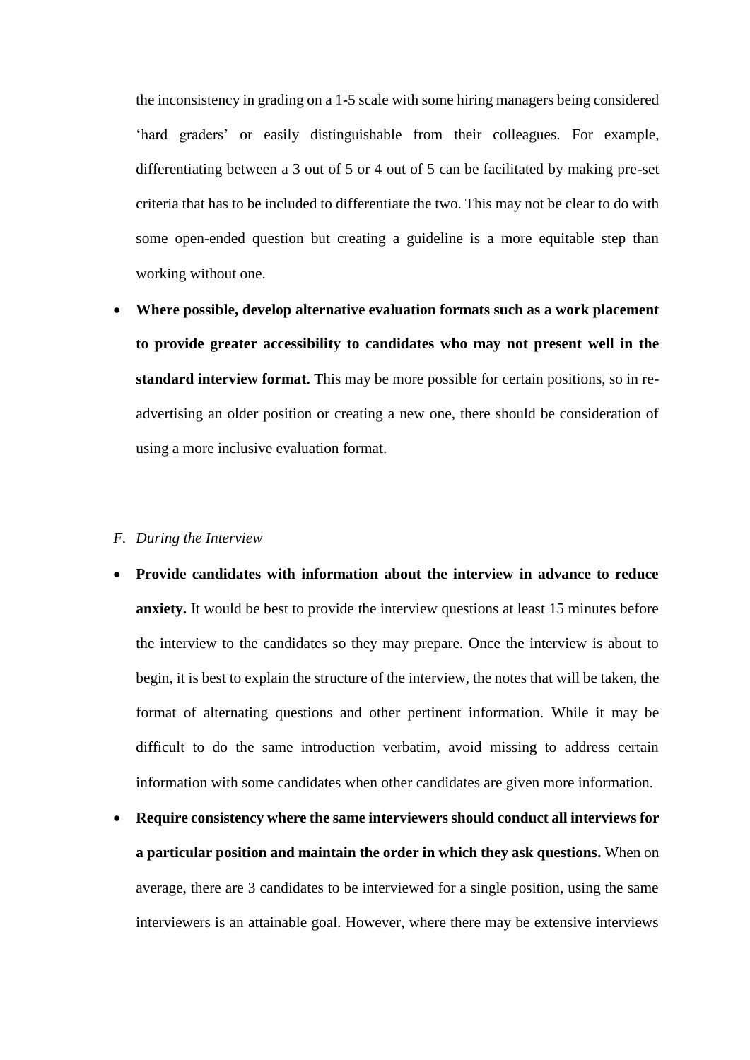the inconsistency in grading on a 1-5 scale with some hiring managers being considered 'hard graders' or easily distinguishable from their colleagues. For example, differentiating between a 3 out of 5 or 4 out of 5 can be facilitated by making pre-set criteria that has to be included to differentiate the two. This may not be clear to do with some open-ended question but creating a guideline is a more equitable step than working without one.

- **Where possible, develop alternative evaluation formats such as a work placement to provide greater accessibility to candidates who may not present well in the standard interview format.** This may be more possible for certain positions, so in re-advertising an older position or creating a new one, there should be consideration of using a more inclusive evaluation format.

*F. During the Interview*

- **Provide candidates with information about the interview in advance to reduce anxiety.** It would be best to provide the interview questions at least 15 minutes before the interview to the candidates so they may prepare. Once the interview is about to begin, it is best to explain the structure of the interview, the notes that will be taken, the format of alternating questions and other pertinent information. While it may be difficult to do the same introduction verbatim, avoid missing to address certain information with some candidates when other candidates are given more information.
- **Require consistency where the same interviewers should conduct all interviews for a particular position and maintain the order in which they ask questions.** When on average, there are 3 candidates to be interviewed for a single position, using the same interviewers is an attainable goal. However, where there may be extensive interviews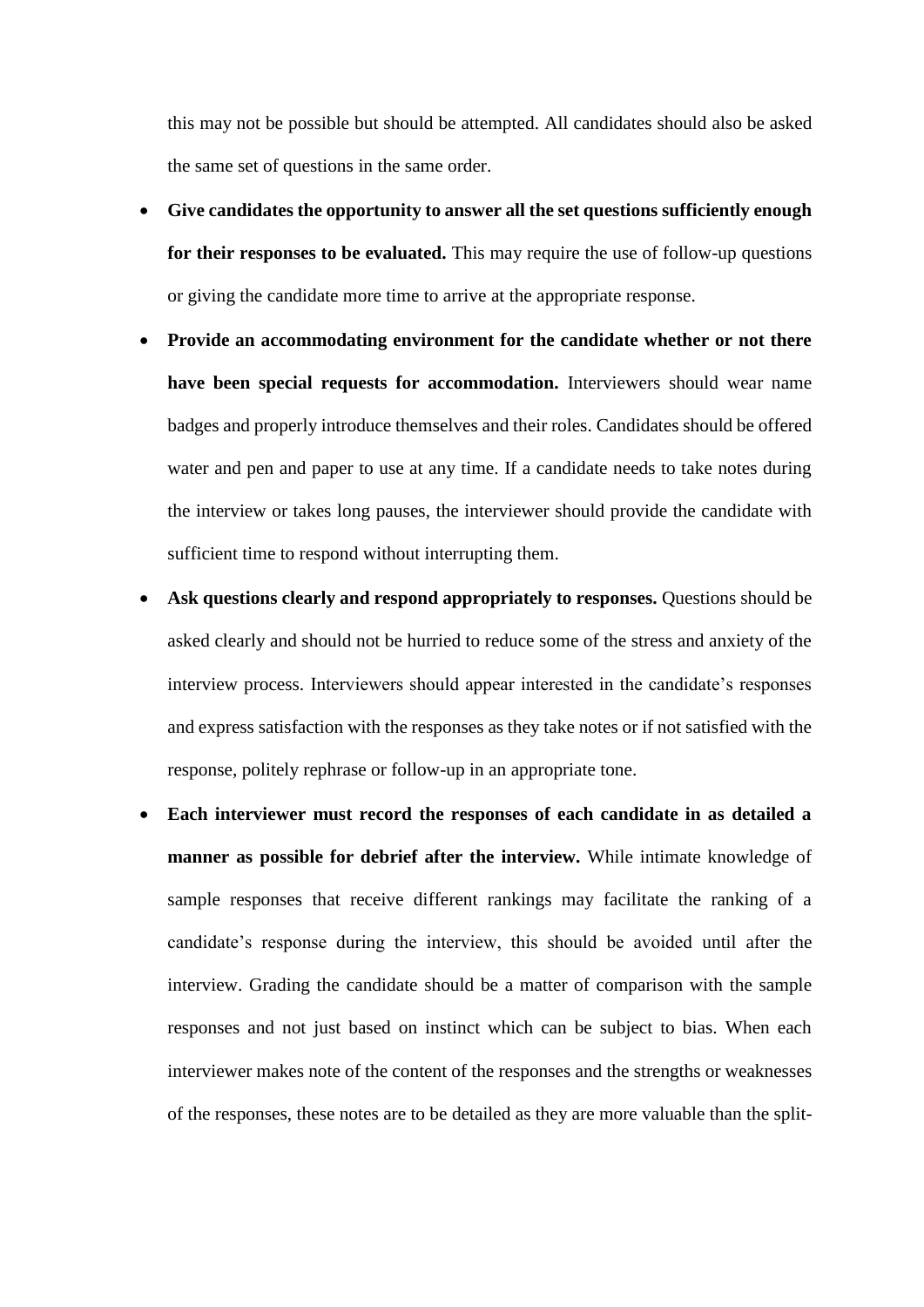this may not be possible but should be attempted. All candidates should also be asked the same set of questions in the same order.

- **Give candidates the opportunity to answer all the set questions sufficiently enough for their responses to be evaluated.** This may require the use of follow-up questions or giving the candidate more time to arrive at the appropriate response.
- **Provide an accommodating environment for the candidate whether or not there have been special requests for accommodation.** Interviewers should wear name badges and properly introduce themselves and their roles. Candidates should be offered water and pen and paper to use at any time. If a candidate needs to take notes during the interview or takes long pauses, the interviewer should provide the candidate with sufficient time to respond without interrupting them.
- **Ask questions clearly and respond appropriately to responses.** Questions should be asked clearly and should not be hurried to reduce some of the stress and anxiety of the interview process. Interviewers should appear interested in the candidate's responses and express satisfaction with the responses as they take notes or if not satisfied with the response, politely rephrase or follow-up in an appropriate tone.
- **Each interviewer must record the responses of each candidate in as detailed a manner as possible for debrief after the interview.** While intimate knowledge of sample responses that receive different rankings may facilitate the ranking of a candidate's response during the interview, this should be avoided until after the interview. Grading the candidate should be a matter of comparison with the sample responses and not just based on instinct which can be subject to bias. When each interviewer makes note of the content of the responses and the strengths or weaknesses of the responses, these notes are to be detailed as they are more valuable than the split-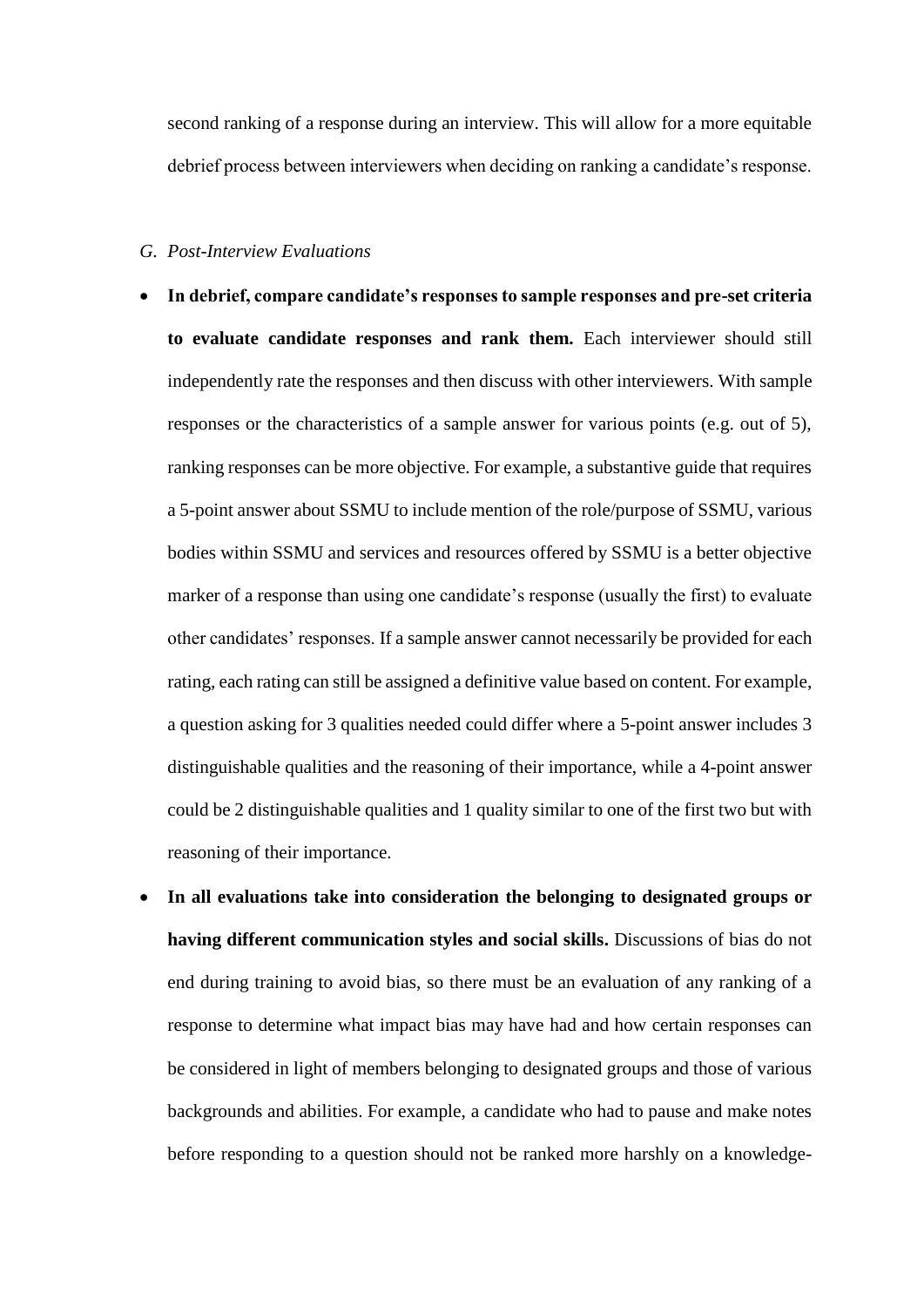second ranking of a response during an interview. This will allow for a more equitable debrief process between interviewers when deciding on ranking a candidate's response.

*G. Post-Interview Evaluations*

- **In debrief, compare candidate's responses to sample responses and pre-set criteria to evaluate candidate responses and rank them.** Each interviewer should still independently rate the responses and then discuss with other interviewers. With sample responses or the characteristics of a sample answer for various points (e.g. out of 5), ranking responses can be more objective. For example, a substantive guide that requires a 5-point answer about SSMU to include mention of the role/purpose of SSMU, various bodies within SSMU and services and resources offered by SSMU is a better objective marker of a response than using one candidate's response (usually the first) to evaluate other candidates' responses. If a sample answer cannot necessarily be provided for each rating, each rating can still be assigned a definitive value based on content. For example, a question asking for 3 qualities needed could differ where a 5-point answer includes 3 distinguishable qualities and the reasoning of their importance, while a 4-point answer could be 2 distinguishable qualities and 1 quality similar to one of the first two but with reasoning of their importance.
- **In all evaluations take into consideration the belonging to designated groups or having different communication styles and social skills.** Discussions of bias do not end during training to avoid bias, so there must be an evaluation of any ranking of a response to determine what impact bias may have had and how certain responses can be considered in light of members belonging to designated groups and those of various backgrounds and abilities. For example, a candidate who had to pause and make notes before responding to a question should not be ranked more harshly on a knowledge-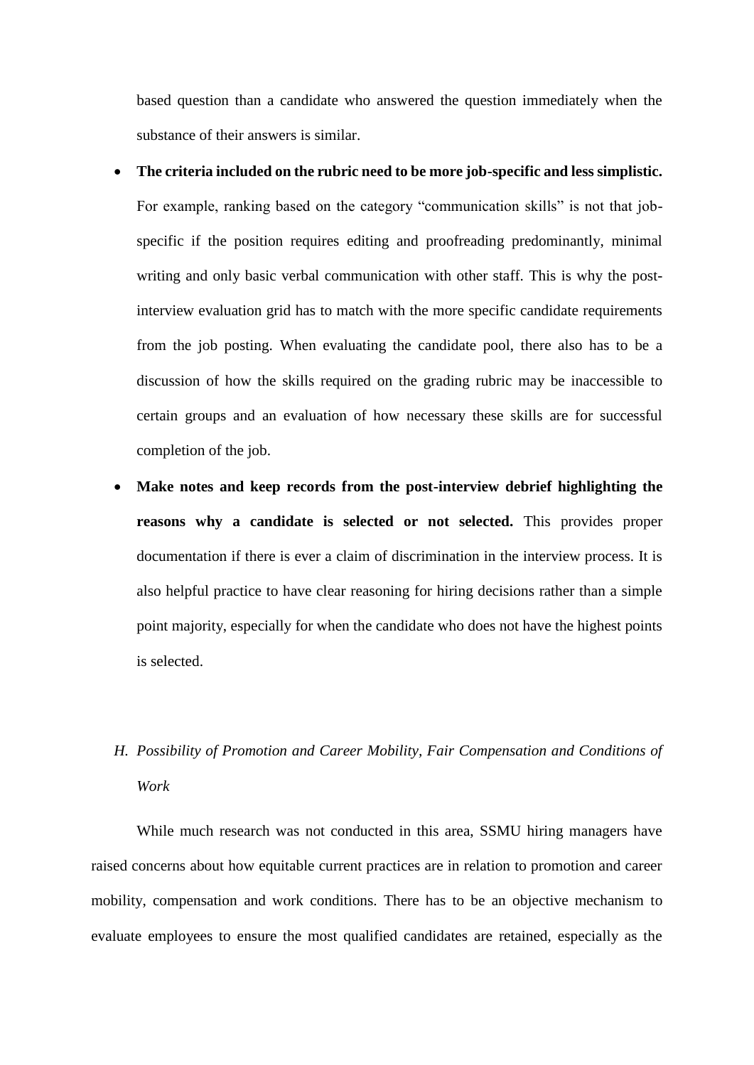based question than a candidate who answered the question immediately when the substance of their answers is similar.

- **The criteria included on the rubric need to be more job-specific and less simplistic.** For example, ranking based on the category "communication skills" is not that job-specific if the position requires editing and proofreading predominantly, minimal writing and only basic verbal communication with other staff. This is why the post-interview evaluation grid has to match with the more specific candidate requirements from the job posting. When evaluating the candidate pool, there also has to be a discussion of how the skills required on the grading rubric may be inaccessible to certain groups and an evaluation of how necessary these skills are for successful completion of the job.
- **Make notes and keep records from the post-interview debrief highlighting the reasons why a candidate is selected or not selected.** This provides proper documentation if there is ever a claim of discrimination in the interview process. It is also helpful practice to have clear reasoning for hiring decisions rather than a simple point majority, especially for when the candidate who does not have the highest points is selected.

### *H. Possibility of Promotion and Career Mobility, Fair Compensation and Conditions of Work*

While much research was not conducted in this area, SSMU hiring managers have raised concerns about how equitable current practices are in relation to promotion and career mobility, compensation and work conditions. There has to be an objective mechanism to evaluate employees to ensure the most qualified candidates are retained, especially as the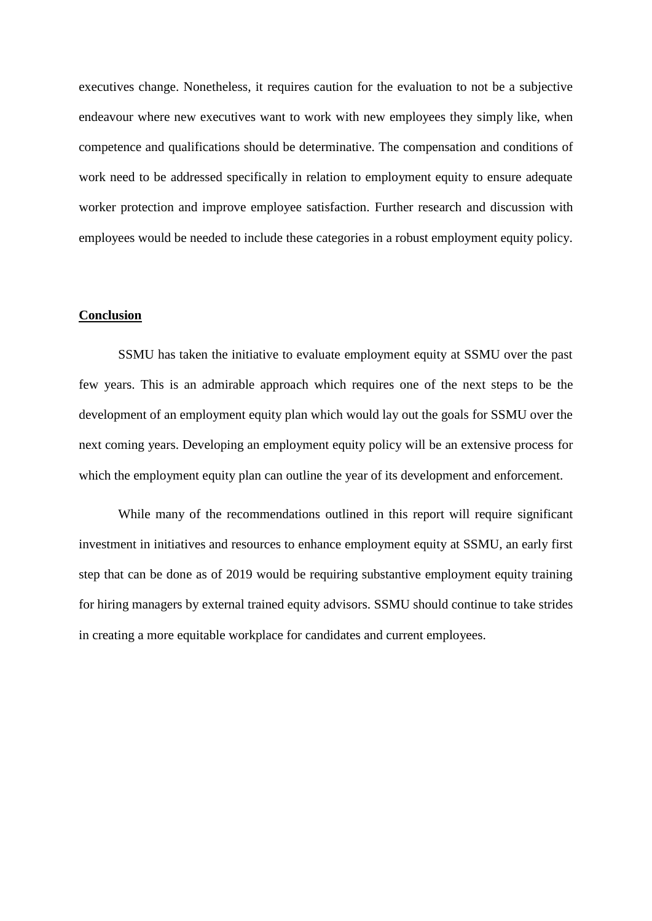executives change. Nonetheless, it requires caution for the evaluation to not be a subjective endeavour where new executives want to work with new employees they simply like, when competence and qualifications should be determinative. The compensation and conditions of work need to be addressed specifically in relation to employment equity to ensure adequate worker protection and improve employee satisfaction. Further research and discussion with employees would be needed to include these categories in a robust employment equity policy.

## Conclusion

SSMU has taken the initiative to evaluate employment equity at SSMU over the past few years. This is an admirable approach which requires one of the next steps to be the development of an employment equity plan which would lay out the goals for SSMU over the next coming years. Developing an employment equity policy will be an extensive process for which the employment equity plan can outline the year of its development and enforcement.

While many of the recommendations outlined in this report will require significant investment in initiatives and resources to enhance employment equity at SSMU, an early first step that can be done as of 2019 would be requiring substantive employment equity training for hiring managers by external trained equity advisors. SSMU should continue to take strides in creating a more equitable workplace for candidates and current employees.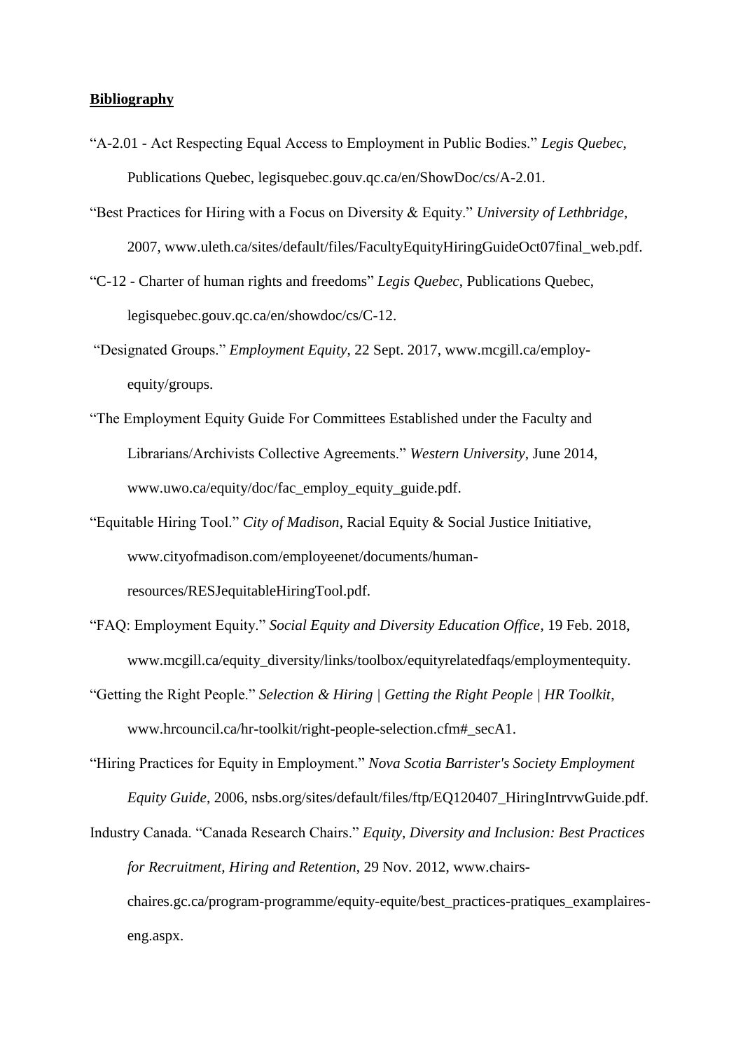**Bibliography**

"A-2.01 - Act Respecting Equal Access to Employment in Public Bodies." *Legis Quebec*, Publications Quebec, legisquebec.gouv.qc.ca/en/ShowDoc/cs/A-2.01.

"Best Practices for Hiring with a Focus on Diversity & Equity." *University of Lethbridge*, 2007, www.uleth.ca/sites/default/files/FacultyEquityHiringGuideOct07final_web.pdf.

"C-12 - Charter of human rights and freedoms" *Legis Quebec*, Publications Quebec, legisquebec.gouv.qc.ca/en/showdoc/cs/C-12.

"Designated Groups." *Employment Equity*, 22 Sept. 2017, www.mcgill.ca/employ-equity/groups.

"The Employment Equity Guide For Committees Established under the Faculty and Librarians/Archivists Collective Agreements." *Western University*, June 2014, www.uwo.ca/equity/doc/fac_employ_equity_guide.pdf.

"Equitable Hiring Tool." *City of Madison*, Racial Equity & Social Justice Initiative, www.cityofmadison.com/employeenet/documents/human-resources/RESJequitableHiringTool.pdf.

"FAQ: Employment Equity." *Social Equity and Diversity Education Office*, 19 Feb. 2018, www.mcgill.ca/equity_diversity/links/toolbox/equityrelatedfaqs/employmentequity.

"Getting the Right People." *Selection & Hiring | Getting the Right People | HR Toolkit*, www.hrcouncil.ca/hr-toolkit/right-people-selection.cfm#_secA1.

"Hiring Practices for Equity in Employment." *Nova Scotia Barrister's Society Employment Equity Guide*, 2006, nsbs.org/sites/default/files/ftp/EQ120407_HiringIntrvwGuide.pdf.

Industry Canada. "Canada Research Chairs." *Equity, Diversity and Inclusion: Best Practices for Recruitment, Hiring and Retention*, 29 Nov. 2012, www.chairs-chaires.gc.ca/program-programme/equity-equite/best_practices-pratiques_examplaires-eng.aspx.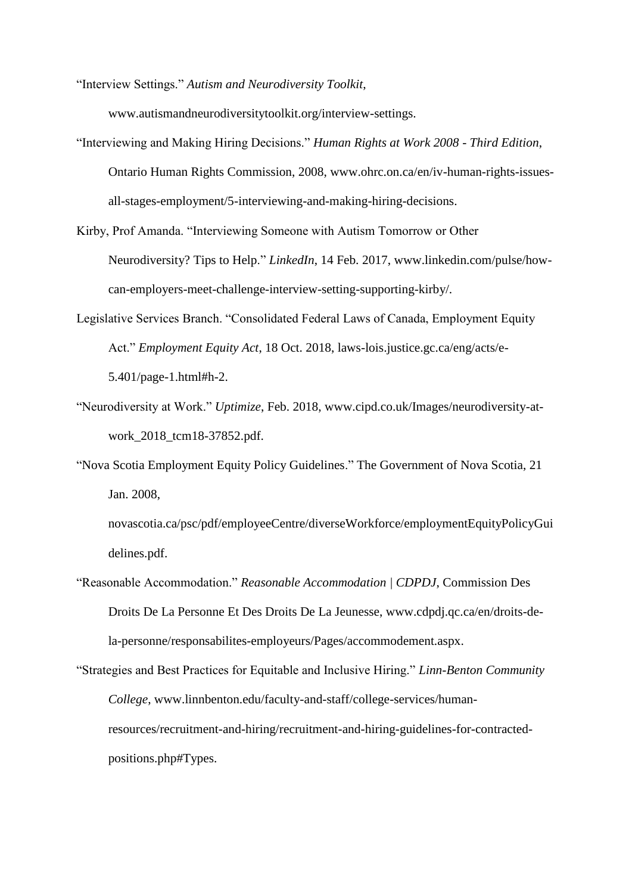"Interview Settings." *Autism and Neurodiversity Toolkit*, www.autismandneurodiversitytoolkit.org/interview-settings.

"Interviewing and Making Hiring Decisions." *Human Rights at Work 2008 - Third Edition*, Ontario Human Rights Commission, 2008, www.ohrc.on.ca/en/iv-human-rights-issues-all-stages-employment/5-interviewing-and-making-hiring-decisions.

Kirby, Prof Amanda. "Interviewing Someone with Autism Tomorrow or Other Neurodiversity? Tips to Help." *LinkedIn*, 14 Feb. 2017, www.linkedin.com/pulse/how-can-employers-meet-challenge-interview-setting-supporting-kirby/.

Legislative Services Branch. "Consolidated Federal Laws of Canada, Employment Equity Act." *Employment Equity Act*, 18 Oct. 2018, laws-lois.justice.gc.ca/eng/acts/e-5.401/page-1.html#h-2.

"Neurodiversity at Work." *Uptimize*, Feb. 2018, www.cipd.co.uk/Images/neurodiversity-at-work_2018_tcm18-37852.pdf.

"Nova Scotia Employment Equity Policy Guidelines." The Government of Nova Scotia, 21 Jan. 2008, novascotia.ca/psc/pdf/employeeCentre/diverseWorkforce/employmentEquityPolicyGuidelines.pdf.

"Reasonable Accommodation." *Reasonable Accommodation | CDPDJ*, Commission Des Droits De La Personne Et Des Droits De La Jeunesse, www.cdpdj.qc.ca/en/droits-de-la-personne/responsabilites-employeurs/Pages/accommodement.aspx.

"Strategies and Best Practices for Equitable and Inclusive Hiring." *Linn-Benton Community College*, www.linnbenton.edu/faculty-and-staff/college-services/human-resources/recruitment-and-hiring/recruitment-and-hiring-guidelines-for-contracted-positions.php#Types.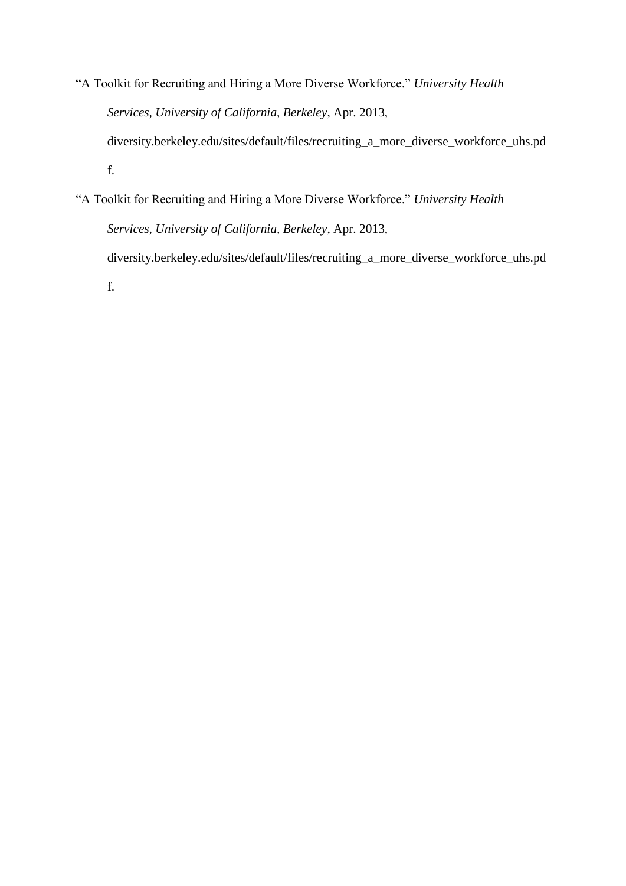“A Toolkit for Recruiting and Hiring a More Diverse Workforce.” *University Health Services, University of California, Berkeley*, Apr. 2013, diversity.berkeley.edu/sites/default/files/recruiting_a_more_diverse_workforce_uhs.pdf.

“A Toolkit for Recruiting and Hiring a More Diverse Workforce.” *University Health Services, University of California, Berkeley*, Apr. 2013, diversity.berkeley.edu/sites/default/files/recruiting_a_more_diverse_workforce_uhs.pdf.